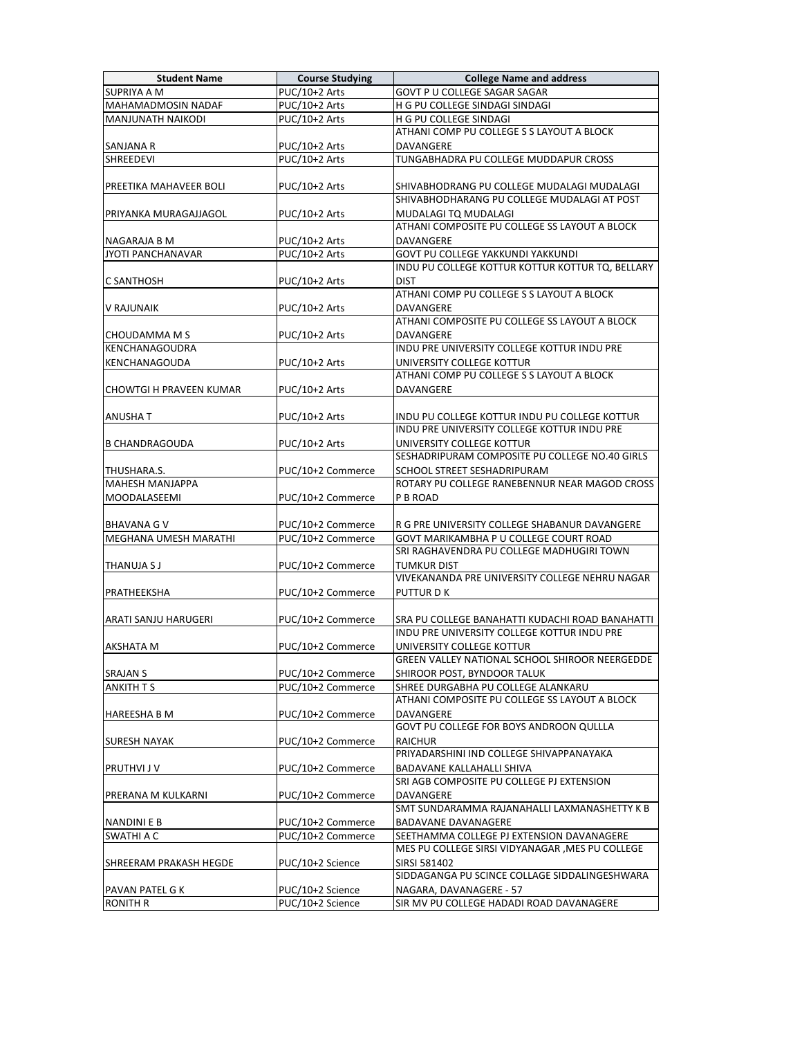| Student Name | Course Studying | College Name and address |
|---|---|---|
| SUPRIYA A M | PUC/10+2 Arts | GOVT P U COLLEGE SAGAR SAGAR |
| MAHAMADMOSIN NADAF | PUC/10+2 Arts | H G PU COLLEGE SINDAGI SINDAGI |
| MANJUNATH NAIKODI | PUC/10+2 Arts | H G PU COLLEGE SINDAGI |
| SANJANA R | PUC/10+2 Arts | ATHANI COMP PU COLLEGE S S LAYOUT A BLOCK DAVANGERE |
| SHREEDEVI | PUC/10+2 Arts | TUNGABHADRA PU COLLEGE MUDDAPUR CROSS |
| PREETIKA MAHAVEER BOLI | PUC/10+2 Arts | SHIVABHODRANG PU COLLEGE MUDALAGI MUDALAGI |
| PRIYANKA MURAGAJJAGOL | PUC/10+2 Arts | SHIVABHODHARANG PU COLLEGE MUDALAGI AT POST MUDALAGI TQ MUDALAGI |
| NAGARAJA B M | PUC/10+2 Arts | ATHANI COMPOSITE PU COLLEGE SS LAYOUT A BLOCK DAVANGERE |
| JYOTI PANCHANAVAR | PUC/10+2 Arts | GOVT PU COLLEGE YAKKUNDI YAKKUNDI |
| C SANTHOSH | PUC/10+2 Arts | INDU PU COLLEGE KOTTUR KOTTUR KOTTUR TQ, BELLARY DIST |
| V RAJUNAIK | PUC/10+2 Arts | ATHANI COMP PU COLLEGE S S LAYOUT A BLOCK DAVANGERE |
| CHOUDAMMA M S | PUC/10+2 Arts | ATHANI COMPOSITE PU COLLEGE SS LAYOUT A BLOCK DAVANGERE |
| KENCHANAGOUDRA KENCHANAGOUDA | PUC/10+2 Arts | INDU PRE UNIVERSITY COLLEGE KOTTUR INDU PRE UNIVERSITY COLLEGE KOTTUR |
| CHOWTGI H PRAVEEN KUMAR | PUC/10+2 Arts | ATHANI COMP PU COLLEGE S S LAYOUT A BLOCK DAVANGERE |
| ANUSHA T | PUC/10+2 Arts | INDU PU COLLEGE KOTTUR INDU PU COLLEGE KOTTUR |
| B CHANDRAGOUDA | PUC/10+2 Arts | INDU PRE UNIVERSITY COLLEGE KOTTUR INDU PRE UNIVERSITY COLLEGE KOTTUR |
| THUSHARA.S. | PUC/10+2 Commerce | SESHADRIPURAM COMPOSITE PU COLLEGE NO.40 GIRLS SCHOOL STREET SESHADRIPURAM |
| MAHESH MANJAPPA MOODALASEEMI | PUC/10+2 Commerce | ROTARY PU COLLEGE RANEBENNUR NEAR MAGOD CROSS P B ROAD |
| BHAVANA G V | PUC/10+2 Commerce | R G PRE UNIVERSITY COLLEGE SHABANUR DAVANGERE |
| MEGHANA UMESH MARATHI | PUC/10+2 Commerce | GOVT MARIKAMBHA P U COLLEGE COURT ROAD |
| THANUJA S J | PUC/10+2 Commerce | SRI RAGHAVENDRA PU COLLEGE MADHUGIRI TOWN TUMKUR DIST |
| PRATHEEKSHA | PUC/10+2 Commerce | VIVEKANANDA PRE UNIVERSITY COLLEGE NEHRU NAGAR PUTTUR D K |
| ARATI SANJU HARUGERI | PUC/10+2 Commerce | SRA PU COLLEGE BANAHATTI KUDACHI ROAD BANAHATTI |
| AKSHATA M | PUC/10+2 Commerce | INDU PRE UNIVERSITY COLLEGE KOTTUR INDU PRE UNIVERSITY COLLEGE KOTTUR |
| SRAJAN S | PUC/10+2 Commerce | GREEN VALLEY NATIONAL SCHOOL SHIROOR NEERGEDDE SHIROOR POST, BYNDOOR TALUK |
| ANKITH T S | PUC/10+2 Commerce | SHREE DURGABHA PU COLLEGE ALANKARU |
| HAREESHA B M | PUC/10+2 Commerce | ATHANI COMPOSITE PU COLLEGE SS LAYOUT A BLOCK DAVANGERE |
| SURESH NAYAK | PUC/10+2 Commerce | GOVT PU COLLEGE FOR BOYS ANDROON QULLLA RAICHUR |
| PRUTHVI J V | PUC/10+2 Commerce | PRIYADARSHINI IND COLLEGE SHIVAPPANAYAKA BADAVANE KALLAHALLI SHIVA |
| PRERANA M KULKARNI | PUC/10+2 Commerce | SRI AGB COMPOSITE PU COLLEGE PJ EXTENSION DAVANGERE |
| NANDINI E B | PUC/10+2 Commerce | SMT SUNDARAMMA RAJANAHALLI LAXMANASHETTY K B BADAVANE DAVANAGERE |
| SWATHI A C | PUC/10+2 Commerce | SEETHAMMA COLLEGE PJ EXTENSION DAVANAGERE |
| SHREERAM PRAKASH HEGDE | PUC/10+2 Science | MES PU COLLEGE SIRSI VIDYANAGAR ,MES PU COLLEGE SIRSI 581402 |
| PAVAN PATEL G K | PUC/10+2 Science | SIDDAGANGA PU SCINCE COLLAGE SIDDALINGESHWARA NAGARA, DAVANAGERE - 57 |
| RONITH R | PUC/10+2 Science | SIR MV PU COLLEGE HADADI ROAD DAVANAGERE |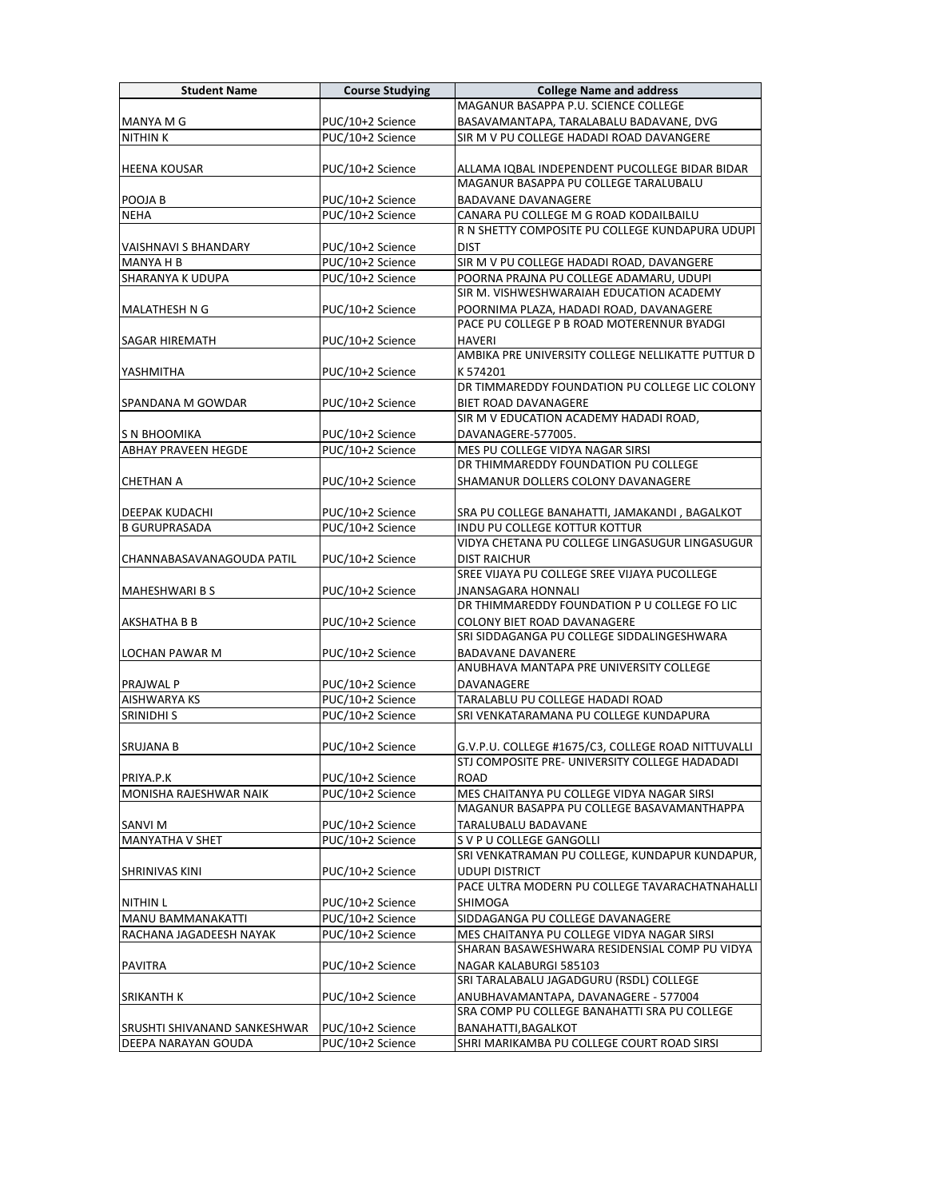| Student Name | Course Studying | College Name and address |
| --- | --- | --- |
| MANYA M G | PUC/10+2 Science | MAGANUR BASAPPA P.U. SCIENCE COLLEGE BASAVAMANTAPA, TARALABALU BADAVANE, DVG |
| NITHIN K | PUC/10+2 Science | SIR M V PU COLLEGE HADADI ROAD DAVANGERE |
| HEENA KOUSAR | PUC/10+2 Science | ALLAMA IQBAL INDEPENDENT PUCOLLEGE BIDAR BIDAR |
| POOJA B | PUC/10+2 Science | MAGANUR BASAPPA PU COLLEGE TARALUBALU BADAVANE DAVANAGERE |
| NEHA | PUC/10+2 Science | CANARA PU COLLEGE M G ROAD KODAILBAILU |
| VAISHNAVI S BHANDARY | PUC/10+2 Science | R N SHETTY COMPOSITE PU COLLEGE KUNDAPURA UDUPI DIST |
| MANYA H B | PUC/10+2 Science | SIR M V PU COLLEGE HADADI ROAD, DAVANGERE |
| SHARANYA K UDUPA | PUC/10+2 Science | POORNA PRAJNA PU COLLEGE ADAMARU, UDUPI |
| MALATHESH N G | PUC/10+2 Science | SIR M. VISHWESHWARAIAH EDUCATION ACADEMY POORNIMA PLAZA, HADADI ROAD, DAVANAGERE |
| SAGAR HIREMATH | PUC/10+2 Science | PACE PU COLLEGE P B ROAD MOTERENNUR BYADGI HAVERI |
| YASHMITHA | PUC/10+2 Science | AMBIKA PRE UNIVERSITY COLLEGE NELLIKATTE PUTTUR D K 574201 |
| SPANDANA M GOWDAR | PUC/10+2 Science | DR TIMMAREDDY FOUNDATION PU COLLEGE LIC COLONY BIET ROAD DAVANAGERE |
| S N BHOOMIKA | PUC/10+2 Science | SIR M V EDUCATION ACADEMY HADADI ROAD, DAVANAGERE-577005. |
| ABHAY PRAVEEN HEGDE | PUC/10+2 Science | MES PU COLLEGE VIDYA NAGAR SIRSI |
| CHETHAN A | PUC/10+2 Science | DR THIMMAREDDY FOUNDATION PU COLLEGE SHAMANUR DOLLERS COLONY DAVANAGERE |
| DEEPAK KUDACHI | PUC/10+2 Science | SRA PU COLLEGE BANAHATTI, JAMAKANDI , BAGALKOT |
| B GURUPRASADA | PUC/10+2 Science | INDU PU COLLEGE KOTTUR KOTTUR |
| CHANNABASAVANAGOUDA PATIL | PUC/10+2 Science | VIDYA CHETANA PU COLLEGE LINGASUGUR LINGASUGUR DIST RAICHUR |
| MAHESHWARI B S | PUC/10+2 Science | SREE VIJAYA PU COLLEGE SREE VIJAYA PUCOLLEGE JNANSAGARA HONNALI |
| AKSHATHA B B | PUC/10+2 Science | DR THIMMAREDDY FOUNDATION P U COLLEGE FO LIC COLONY BIET ROAD DAVANAGERE |
| LOCHAN PAWAR M | PUC/10+2 Science | SRI SIDDAGANGA PU COLLEGE SIDDALINGESHWARA BADAVANE DAVANERE |
| PRAJWAL P | PUC/10+2 Science | ANUBHAVA MANTAPA PRE UNIVERSITY COLLEGE DAVANAGERE |
| AISHWARYA KS | PUC/10+2 Science | TARALABLU PU COLLEGE HADADI ROAD |
| SRINIDHI S | PUC/10+2 Science | SRI VENKATARAMANA PU COLLEGE KUNDAPURA |
| SRUJANA B | PUC/10+2 Science | G.V.P.U. COLLEGE #1675/C3, COLLEGE ROAD NITTUVALLI |
| PRIYA.P.K | PUC/10+2 Science | STJ COMPOSITE PRE- UNIVERSITY COLLEGE HADADADI ROAD |
| MONISHA RAJESHWAR NAIK | PUC/10+2 Science | MES CHAITANYA PU COLLEGE VIDYA NAGAR SIRSI |
| SANVI M | PUC/10+2 Science | MAGANUR BASAPPA PU COLLEGE BASAVAMANTHAPPA TARALUBALU BADAVANE |
| MANYATHA V SHET | PUC/10+2 Science | S V P U COLLEGE GANGOLLI |
| SHRINIVAS KINI | PUC/10+2 Science | SRI VENKATRAMAN PU COLLEGE, KUNDAPUR KUNDAPUR, UDUPI DISTRICT |
| NITHIN L | PUC/10+2 Science | PACE ULTRA MODERN PU COLLEGE TAVARACHATNAHALLI SHIMOGA |
| MANU BAMMANAKATTI | PUC/10+2 Science | SIDDAGANGA PU COLLEGE DAVANAGERE |
| RACHANA JAGADEESH NAYAK | PUC/10+2 Science | MES CHAITANYA PU COLLEGE VIDYA NAGAR SIRSI |
| PAVITRA | PUC/10+2 Science | SHARAN BASAWESHWARA RESIDENSIAL COMP PU VIDYA NAGAR KALABURGI 585103 |
| SRIKANTH K | PUC/10+2 Science | SRI TARALABALU JAGADGURU (RSDL) COLLEGE ANUBHAVAMANTAPA, DAVANAGERE - 577004 |
| SRUSHTI SHIVANAND SANKESHWAR | PUC/10+2 Science | SRA COMP PU COLLEGE BANAHATTI SRA PU COLLEGE BANAHATTI,BAGALKOT |
| DEEPA NARAYAN GOUDA | PUC/10+2 Science | SHRI MARIKAMBA PU COLLEGE COURT ROAD SIRSI |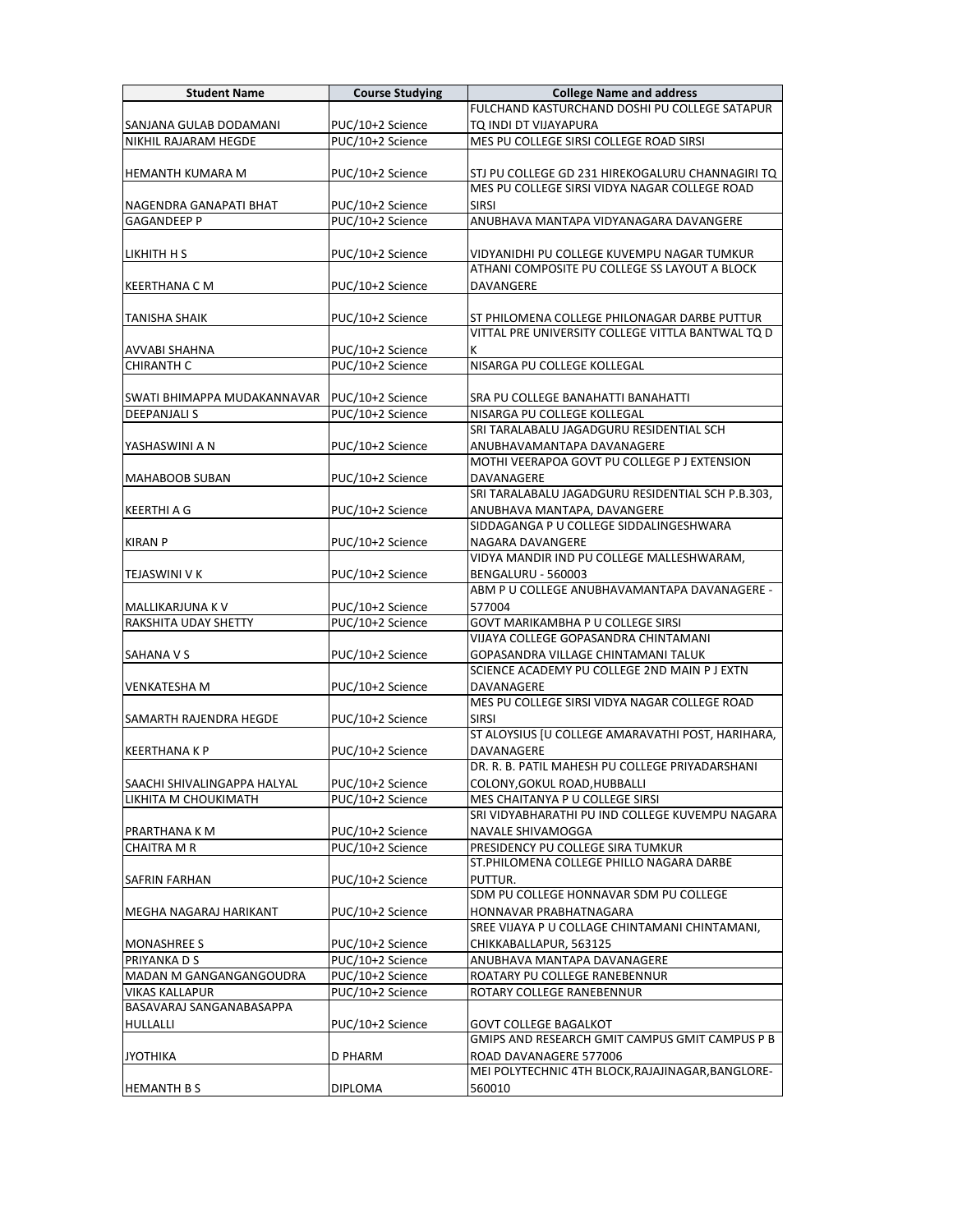| Student Name | Course Studying | College Name and address |
|---|---|---|
| SANJANA GULAB DODAMANI | PUC/10+2 Science | FULCHAND KASTURCHAND DOSHI PU COLLEGE SATAPUR TQ INDI DT VIJAYAPURA |
| NIKHIL RAJARAM HEGDE | PUC/10+2 Science | MES PU COLLEGE SIRSI COLLEGE ROAD SIRSI |
| HEMANTH KUMARA M | PUC/10+2 Science | STJ PU COLLEGE GD 231 HIREKOGALURU CHANNAGIRI TQ |
| NAGENDRA GANAPATI BHAT | PUC/10+2 Science | MES PU COLLEGE SIRSI VIDYA NAGAR COLLEGE ROAD SIRSI |
| GAGANDEEP P | PUC/10+2 Science | ANUBHAVA MANTAPA VIDYANAGARA DAVANGERE |
| LIKHITH H S | PUC/10+2 Science | VIDYANIDHI PU COLLEGE KUVEMPU NAGAR TUMKUR |
| KEERTHANA C M | PUC/10+2 Science | ATHANI COMPOSITE PU COLLEGE SS LAYOUT A BLOCK DAVANGERE |
| TANISHA SHAIK | PUC/10+2 Science | ST PHILOMENA COLLEGE PHILONAGAR DARBE PUTTUR |
| AVVABI SHAHNA | PUC/10+2 Science | VITTAL PRE UNIVERSITY COLLEGE VITTLA BANTWAL TQ D K |
| CHIRANTH C | PUC/10+2 Science | NISARGA PU COLLEGE KOLLEGAL |
| SWATI BHIMAPPA MUDAKANNAVAR | PUC/10+2 Science | SRA PU COLLEGE BANAHATTI BANAHATTI |
| DEEPANJALI S | PUC/10+2 Science | NISARGA PU COLLEGE KOLLEGAL |
| YASHASWINI A N | PUC/10+2 Science | SRI TARALABALU JAGADGURU RESIDENTIAL SCH ANUBHAVAMANTAPA DAVANAGERE |
| MAHABOOB SUBAN | PUC/10+2 Science | MOTHI VEERAPOA GOVT PU COLLEGE P J EXTENSION DAVANAGERE |
| KEERTHI A G | PUC/10+2 Science | SRI TARALABALU JAGADGURU RESIDENTIAL SCH P.B.303, ANUBHAVA MANTAPA, DAVANGERE |
| KIRAN P | PUC/10+2 Science | SIDDAGANGA P U COLLEGE SIDDALINGESHWARA NAGARA DAVANGERE |
| TEJASWINI V K | PUC/10+2 Science | VIDYA MANDIR IND PU COLLEGE MALLESHWARAM, BENGALURU - 560003 |
| MALLIKARJUNA K V | PUC/10+2 Science | ABM P U COLLEGE ANUBHAVAMANTAPA DAVANAGERE - 577004 |
| RAKSHITA UDAY SHETTY | PUC/10+2 Science | GOVT MARIKAMBHA P U COLLEGE SIRSI |
| SAHANA V S | PUC/10+2 Science | VIJAYA COLLEGE GOPASANDRA CHINTAMANI GOPASANDRA VILLAGE CHINTAMANI TALUK |
| VENKATESHA M | PUC/10+2 Science | SCIENCE ACADEMY PU COLLEGE 2ND MAIN P J EXTN DAVANAGERE |
| SAMARTH RAJENDRA HEGDE | PUC/10+2 Science | MES PU COLLEGE SIRSI VIDYA NAGAR COLLEGE ROAD SIRSI |
| KEERTHANA K P | PUC/10+2 Science | ST ALOYSIUS [U COLLEGE AMARAVATHI POST, HARIHARA, DAVANAGERE |
| SAACHI SHIVALINGAPPA HALYAL | PUC/10+2 Science | DR. R. B. PATIL MAHESH PU COLLEGE PRIYADARSHANI COLONY,GOKUL ROAD,HUBBALLI |
| LIKHITA M CHOUKIMATH | PUC/10+2 Science | MES CHAITANYA P U COLLEGE SIRSI |
| PRARTHANA K M | PUC/10+2 Science | SRI VIDYABHARATHI PU IND COLLEGE KUVEMPU NAGARA NAVALE SHIVAMOGGA |
| CHAITRA M R | PUC/10+2 Science | PRESIDENCY PU COLLEGE SIRA TUMKUR |
| SAFRIN FARHAN | PUC/10+2 Science | ST.PHILOMENA COLLEGE PHILLO NAGARA DARBE PUTTUR. |
| MEGHA NAGARAJ HARIKANT | PUC/10+2 Science | SDM PU COLLEGE HONNAVAR SDM PU COLLEGE HONNAVAR PRABHATNAGARA |
| MONASHREE S | PUC/10+2 Science | SREE VIJAYA P U COLLAGE CHINTAMANI CHINTAMANI, CHIKKABALLAPUR, 563125 |
| PRIYANKA D S | PUC/10+2 Science | ANUBHAVA MANTAPA DAVANAGERE |
| MADAN M GANGANGANGOUDRA | PUC/10+2 Science | ROATARY PU COLLEGE RANEBENNUR |
| VIKAS KALLAPUR | PUC/10+2 Science | ROTARY COLLEGE RANEBENNUR |
| BASAVARAJ SANGANABASAPPA HULLALLI | PUC/10+2 Science | GOVT COLLEGE BAGALKOT |
| JYOTHIKA | D PHARM | GMIPS AND RESEARCH GMIT CAMPUS GMIT CAMPUS P B ROAD DAVANAGERE 577006 |
| HEMANTH B S | DIPLOMA | MEI POLYTECHNIC 4TH BLOCK,RAJAJINAGAR,BANGLORE-560010 |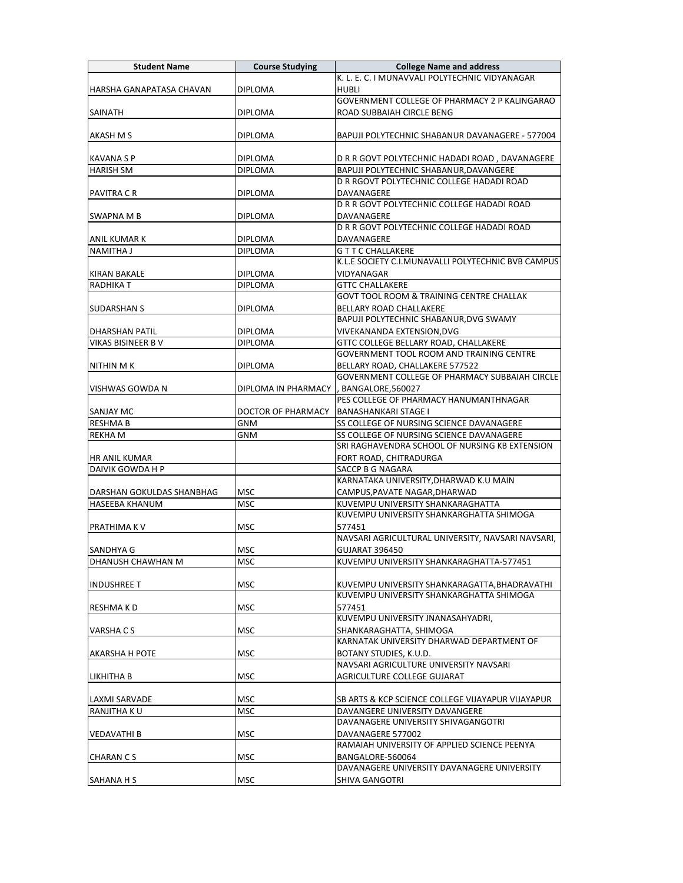| Student Name | Course Studying | College Name and address |
|---|---|---|
| HARSHA GANAPATASA CHAVAN | DIPLOMA | K. L. E. C. I MUNAVVALI POLYTECHNIC VIDYANAGAR HUBLI |
| SAINATH | DIPLOMA | GOVERNMENT COLLEGE OF PHARMACY 2 P KALINGARAO ROAD SUBBAIAH CIRCLE BENG |
| AKASH M S | DIPLOMA | BAPUJI POLYTECHNIC SHABANUR DAVANAGERE - 577004 |
| KAVANA S P | DIPLOMA | D R R GOVT POLYTECHNIC HADADI ROAD , DAVANAGERE |
| HARISH SM | DIPLOMA | BAPUJI POLYTECHNIC SHABANUR,DAVANGERE |
| PAVITRA C R | DIPLOMA | D R RGOVT POLYTECHNIC COLLEGE HADADI ROAD DAVANAGERE |
| SWAPNA M B | DIPLOMA | D R R GOVT POLYTECHNIC COLLEGE HADADI ROAD DAVANAGERE |
| ANIL KUMAR K | DIPLOMA | D R R GOVT POLYTECHNIC COLLEGE HADADI ROAD DAVANAGERE |
| NAMITHA J | DIPLOMA | G T T C CHALLAKERE |
| KIRAN BAKALE | DIPLOMA | K.L.E SOCIETY C.I.MUNAVALLI POLYTECHNIC BVB CAMPUS VIDYANAGAR |
| RADHIKA T | DIPLOMA | GTTC CHALLAKERE |
| SUDARSHAN S | DIPLOMA | GOVT TOOL ROOM & TRAINING CENTRE CHALLAK BELLARY ROAD CHALLAKERE |
| DHARSHAN PATIL | DIPLOMA | BAPUJI POLYTECHNIC SHABANUR,DVG SWAMY VIVEKANANDA EXTENSION,DVG |
| VIKAS BISINEER B V | DIPLOMA | GTTC COLLEGE BELLARY ROAD, CHALLAKERE |
| NITHIN M K | DIPLOMA | GOVERNMENT TOOL ROOM AND TRAINING CENTRE BELLARY ROAD, CHALLAKERE 577522 |
| VISHWAS GOWDA N | DIPLOMA IN PHARMACY | GOVERNMENT COLLEGE OF PHARMACY SUBBAIAH CIRCLE , BANGALORE,560027 |
| SANJAY MC | DOCTOR OF PHARMACY | PES COLLEGE OF PHARMACY HANUMANTHNAGAR BANASHANKARI STAGE I |
| RESHMA B | GNM | SS COLLEGE OF NURSING SCIENCE DAVANAGERE |
| REKHA M | GNM | SS COLLEGE OF NURSING SCIENCE DAVANAGERE |
| HR ANIL KUMAR | | SRI RAGHAVENDRA SCHOOL OF NURSING KB EXTENSION FORT ROAD, CHITRADURGA |
| DAIVIK GOWDA H P | | SACCP B G NAGARA |
| DARSHAN GOKULDAS SHANBHAG | MSC | KARNATAKA UNIVERSITY,DHARWAD K.U MAIN CAMPUS,PAVATE NAGAR,DHARWAD |
| HASEEBA KHANUM | MSC | KUVEMPU UNIVERSITY SHANKARAGHATTA |
| PRATHIMA K V | MSC | KUVEMPU UNIVERSITY SHANKARGHATTA SHIMOGA 577451 |
| SANDHYA G | MSC | NAVSARI AGRICULTURAL UNIVERSITY, NAVSARI NAVSARI, GUJARAT 396450 |
| DHANUSH CHAWHAN M | MSC | KUVEMPU UNIVERSITY SHANKARAGHATTA-577451 |
| INDUSHREE T | MSC | KUVEMPU UNIVERSITY SHANKARAGATTA,BHADRAVATHI |
| RESHMA K D | MSC | KUVEMPU UNIVERSITY SHANKARGHATTA SHIMOGA 577451 |
| VARSHA C S | MSC | KUVEMPU UNIVERSITY JNANASAHYADRI, SHANKARAGHATTA, SHIMOGA |
| AKARSHA H POTE | MSC | KARNATAK UNIVERSITY DHARWAD DEPARTMENT OF BOTANY STUDIES, K.U.D. |
| LIKHITHA B | MSC | NAVSARI AGRICULTURE UNIVERSITY NAVSARI AGRICULTURE COLLEGE GUJARAT |
| LAXMI SARVADE | MSC | SB ARTS & KCP SCIENCE COLLEGE VIJAYAPUR VIJAYAPUR |
| RANJITHA K U | MSC | DAVANGERE UNIVERSITY DAVANGERE |
| VEDAVATHI B | MSC | DAVANAGERE UNIVERSITY SHIVAGANGOTRI DAVANAGERE 577002 |
| CHARAN C S | MSC | RAMAIAH UNIVERSITY OF APPLIED SCIENCE PEENYA BANGALORE-560064 |
| SAHANA H S | MSC | DAVANAGERE UNIVERSITY DAVANAGERE UNIVERSITY SHIVA GANGOTRI |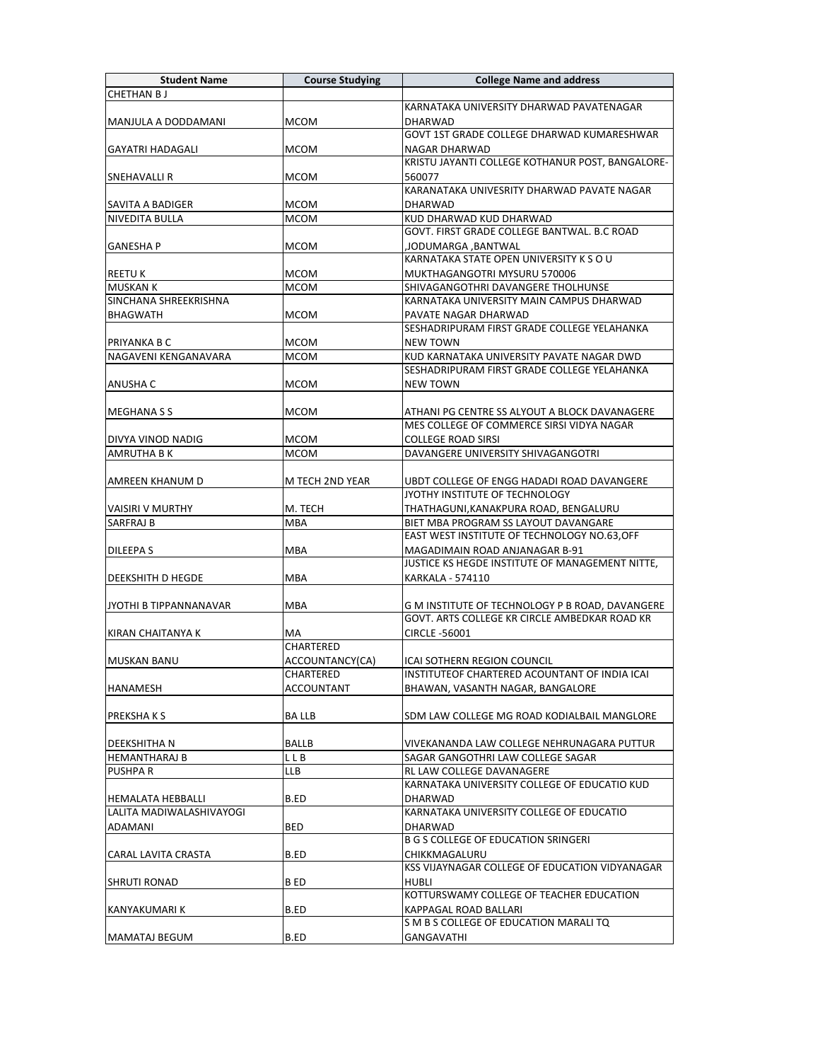| Student Name | Course Studying | College Name and address |
|---|---|---|
| CHETHAN B J | | |
| MANJULA A DODDAMANI | MCOM | KARNATAKA UNIVERSITY DHARWAD PAVATENAGAR DHARWAD |
| GAYATRI HADAGALI | MCOM | GOVT 1ST GRADE COLLEGE DHARWAD KUMARESHWAR NAGAR DHARWAD |
| SNEHAVALLI R | MCOM | KRISTU JAYANTI COLLEGE KOTHANUR POST, BANGALORE-560077 |
| SAVITA A BADIGER | MCOM | KARANATAKA UNIVESRITY DHARWAD PAVATE NAGAR DHARWAD |
| NIVEDITA BULLA | MCOM | KUD DHARWAD KUD DHARWAD |
| GANESHA P | MCOM | GOVT. FIRST GRADE COLLEGE BANTWAL. B.C ROAD ,JODUMARGA ,BANTWAL |
| REETU K | MCOM | KARNATAKA STATE OPEN UNIVERSITY K S O U MUKTHAGANGOTRI MYSURU 570006 |
| MUSKAN K | MCOM | SHIVAGANGOTHRI DAVANGERE THOLHUNSE |
| SINCHANA SHREEKRISHNA BHAGWATH | MCOM | KARNATAKA UNIVERSITY MAIN CAMPUS DHARWAD PAVATE NAGAR DHARWAD |
| PRIYANKA B C | MCOM | SESHADRIPURAM FIRST GRADE COLLEGE YELAHANKA NEW TOWN |
| NAGAVENI KENGANAVARA | MCOM | KUD KARNATAKA UNIVERSITY PAVATE NAGAR DWD |
| ANUSHA C | MCOM | SESHADRIPURAM FIRST GRADE COLLEGE YELAHANKA NEW TOWN |
| MEGHANA S S | MCOM | ATHANI PG CENTRE SS ALYOUT A BLOCK DAVANAGERE |
| DIVYA VINOD NADIG | MCOM | MES COLLEGE OF COMMERCE SIRSI VIDYA NAGAR COLLEGE ROAD SIRSI |
| AMRUTHA B K | MCOM | DAVANGERE UNIVERSITY SHIVAGANGOTRI |
| AMREEN KHANUM D | M TECH 2ND YEAR | UBDT COLLEGE OF ENGG HADADI ROAD DAVANGERE |
| VAISIRI V MURTHY | M. TECH | JYOTHY INSTITUTE OF TECHNOLOGY THATHAGUNI,KANAKPURA ROAD, BENGALURU |
| SARFRAJ B | MBA | BIET MBA PROGRAM SS LAYOUT DAVANGARE |
| DILEEPA S | MBA | EAST WEST INSTITUTE OF TECHNOLOGY NO.63,OFF MAGADIMAIN ROAD ANJANAGAR B-91 |
| DEEKSHITH D HEGDE | MBA | JUSTICE KS HEGDE INSTITUTE OF MANAGEMENT NITTE, KARKALA - 574110 |
| JYOTHI B TIPPANNANAVAR | MBA | G M INSTITUTE OF TECHNOLOGY P B ROAD, DAVANGERE |
| KIRAN CHAITANYA K | MA | GOVT. ARTS COLLEGE KR CIRCLE AMBEDKAR ROAD KR CIRCLE -56001 |
| MUSKAN BANU | CHARTERED ACCOUNTANCY(CA) | ICAI SOTHERN REGION COUNCIL |
| HANAMESH | CHARTERED ACCOUNTANT | INSTITUTEOF CHARTERED ACOUNTANT OF INDIA ICAI BHAWAN, VASANTH NAGAR, BANGALORE |
| PREKSHA K S | BA LLB | SDM LAW COLLEGE MG ROAD KODIALBAIL MANGLORE |
| DEEKSHITHA N | BALLB | VIVEKANANDA LAW COLLEGE NEHRUNAGARA PUTTUR |
| HEMANTHARAJ B | L L B | SAGAR GANGOTHRI LAW COLLEGE SAGAR |
| PUSHPA R | LLB | RL LAW COLLEGE DAVANAGERE |
| HEMALATA HEBBALLI | B.ED | KARNATAKA UNIVERSITY COLLEGE OF EDUCATIO KUD DHARWAD |
| LALITA MADIWALASHIVAYOGI ADAMANI | BED | KARNATAKA UNIVERSITY COLLEGE OF EDUCATIO DHARWAD |
| CARAL LAVITA CRASTA | B.ED | B G S COLLEGE OF EDUCATION SRINGERI CHIKKMAGALURU |
| SHRUTI RONAD | B ED | KSS VIJAYNAGAR COLLEGE OF EDUCATION VIDYANAGAR HUBLI |
| KANYAKUMARI K | B.ED | KOTTURSWAMY COLLEGE OF TEACHER EDUCATION KAPPAGAL ROAD BALLARI |
| MAMATAJ BEGUM | B.ED | S M B S COLLEGE OF EDUCATION MARALI TQ GANGAVATHI |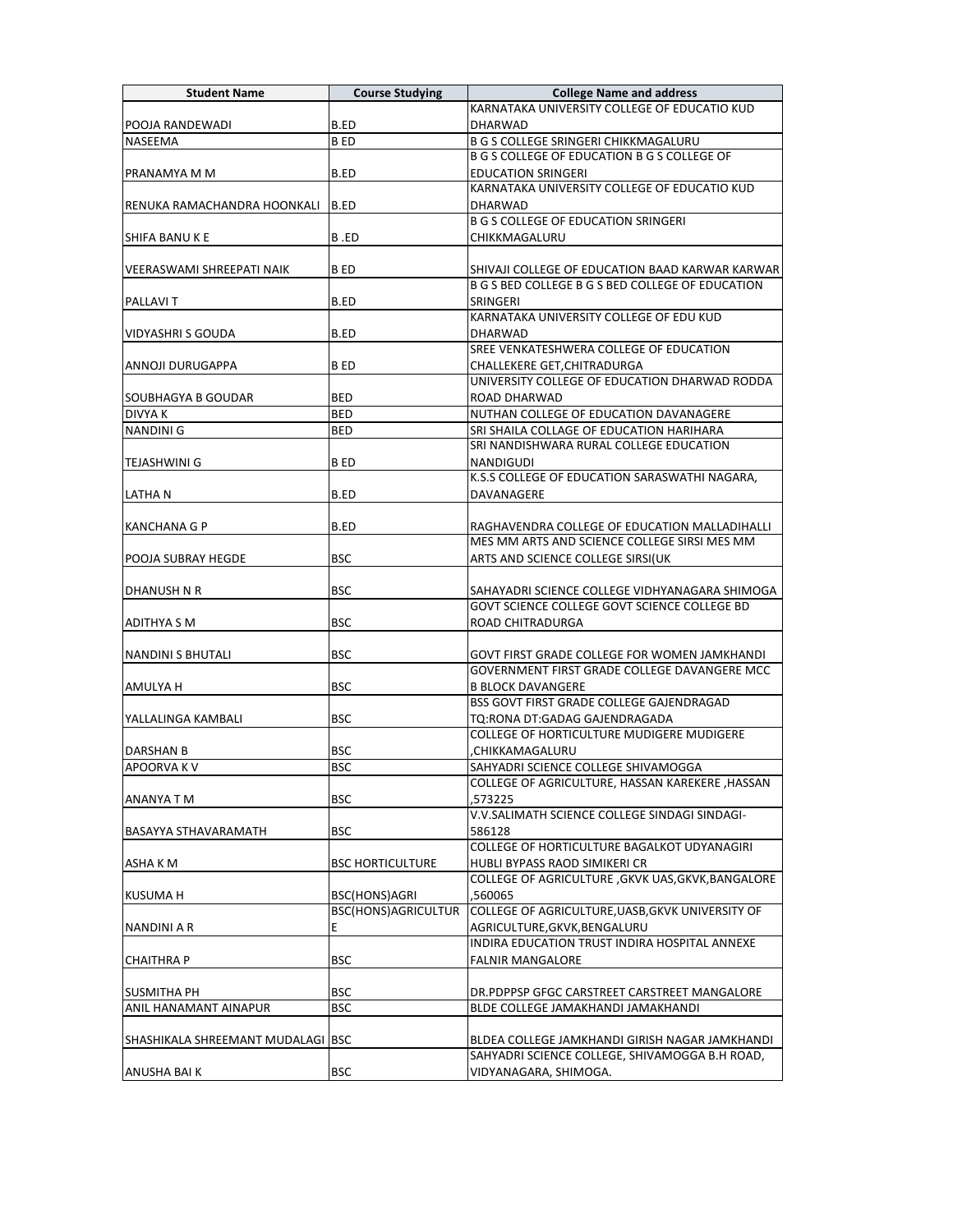| Student Name | Course Studying | College Name and address |
|---|---|---|
| POOJA RANDEWADI | B.ED | KARNATAKA UNIVERSITY COLLEGE OF EDUCATIO KUD DHARWAD |
| NASEEMA | B ED | B G S COLLEGE SRINGERI CHIKKMAGALURU |
| PRANAMYA M M | B.ED | B G S COLLEGE OF EDUCATION B G S COLLEGE OF EDUCATION SRINGERI |
| RENUKA RAMACHANDRA HOONKALI | B.ED | KARNATAKA UNIVERSITY COLLEGE OF EDUCATIO KUD DHARWAD |
| SHIFA BANU K E | B .ED | B G S COLLEGE OF EDUCATION SRINGERI CHIKKMAGALURU |
| VEERASWAMI SHREEPATI NAIK | B ED | SHIVAJI COLLEGE OF EDUCATION BAAD KARWAR KARWAR |
| PALLAVI T | B.ED | B G S BED COLLEGE B G S BED COLLEGE OF EDUCATION SRINGERI |
| VIDYASHRI S GOUDA | B.ED | KARNATAKA UNIVERSITY COLLEGE OF EDU KUD DHARWAD |
| ANNOJI DURUGAPPA | B ED | SREE VENKATESHWERA COLLEGE OF EDUCATION CHALLEKERE GET,CHITRADURGA |
| SOUBHAGYA B GOUDAR | BED | UNIVERSITY COLLEGE OF EDUCATION DHARWAD RODDA ROAD DHARWAD |
| DIVYA K | BED | NUTHAN COLLEGE OF EDUCATION DAVANAGERE |
| NANDINI G | BED | SRI SHAILA COLLAGE OF EDUCATION HARIHARA |
| TEJASHWINI G | B ED | SRI NANDISHWARA RURAL COLLEGE EDUCATION NANDIGUDI |
| LATHA N | B.ED | K.S.S COLLEGE OF EDUCATION SARASWATHI NAGARA, DAVANAGERE |
| KANCHANA G P | B.ED | RAGHAVENDRA COLLEGE OF EDUCATION MALLADIHALLI |
| POOJA SUBRAY HEGDE | BSC | MES MM ARTS AND SCIENCE COLLEGE SIRSI MES MM ARTS AND SCIENCE COLLEGE SIRSI(UK |
| DHANUSH N R | BSC | SAHAYADRI SCIENCE COLLEGE VIDHYANAGARA SHIMOGA |
| ADITHYA S M | BSC | GOVT SCIENCE COLLEGE GOVT SCIENCE COLLEGE BD ROAD CHITRADURGA |
| NANDINI S BHUTALI | BSC | GOVT FIRST GRADE COLLEGE FOR WOMEN JAMKHANDI |
| AMULYA H | BSC | GOVERNMENT FIRST GRADE COLLEGE DAVANGERE MCC B BLOCK DAVANGERE |
| YALLALINGA KAMBALI | BSC | BSS GOVT FIRST GRADE COLLEGE GAJENDRAGAD TQ:RONA DT:GADAG GAJENDRAGADA |
| DARSHAN B | BSC | COLLEGE OF HORTICULTURE MUDIGERE MUDIGERE ,CHIKKAMAGALURU |
| APOORVA K V | BSC | SAHYADRI SCIENCE COLLEGE SHIVAMOGGA |
| ANANYA T M | BSC | COLLEGE OF AGRICULTURE, HASSAN KAREKERE ,HASSAN ,573225 |
| BASAYYA STHAVARAMATH | BSC | V.V.SALIMATH SCIENCE COLLEGE SINDAGI SINDAGI-586128 |
| ASHA K M | BSC HORTICULTURE | COLLEGE OF HORTICULTURE BAGALKOT UDYANAGIRI HUBLI BYPASS RAOD SIMIKERI CR |
| KUSUMA H | BSC(HONS)AGRI | COLLEGE OF AGRICULTURE ,GKVK UAS,GKVK,BANGALORE ,560065 |
| NANDINI A R | BSC(HONS)AGRICULTURE | COLLEGE OF AGRICULTURE,UASB,GKVK UNIVERSITY OF AGRICULTURE,GKVK,BENGALURU |
| CHAITHRA P | BSC | INDIRA EDUCATION TRUST INDIRA HOSPITAL ANNEXE FALNIR MANGALORE |
| SUSMITHA PH | BSC | DR.PDPPSP GFGC CARSTREET CARSTREET MANGALORE |
| ANIL HANAMANT AINAPUR | BSC | BLDE COLLEGE JAMAKHANDI JAMAKHANDI |
| SHASHIKALA SHREEMANT MUDALAGI | BSC | BLDEA COLLEGE JAMKHANDI GIRISH NAGAR JAMKHANDI |
| ANUSHA BAI K | BSC | SAHYADRI SCIENCE COLLEGE, SHIVAMOGGA B.H ROAD, VIDYANAGARA, SHIMOGA. |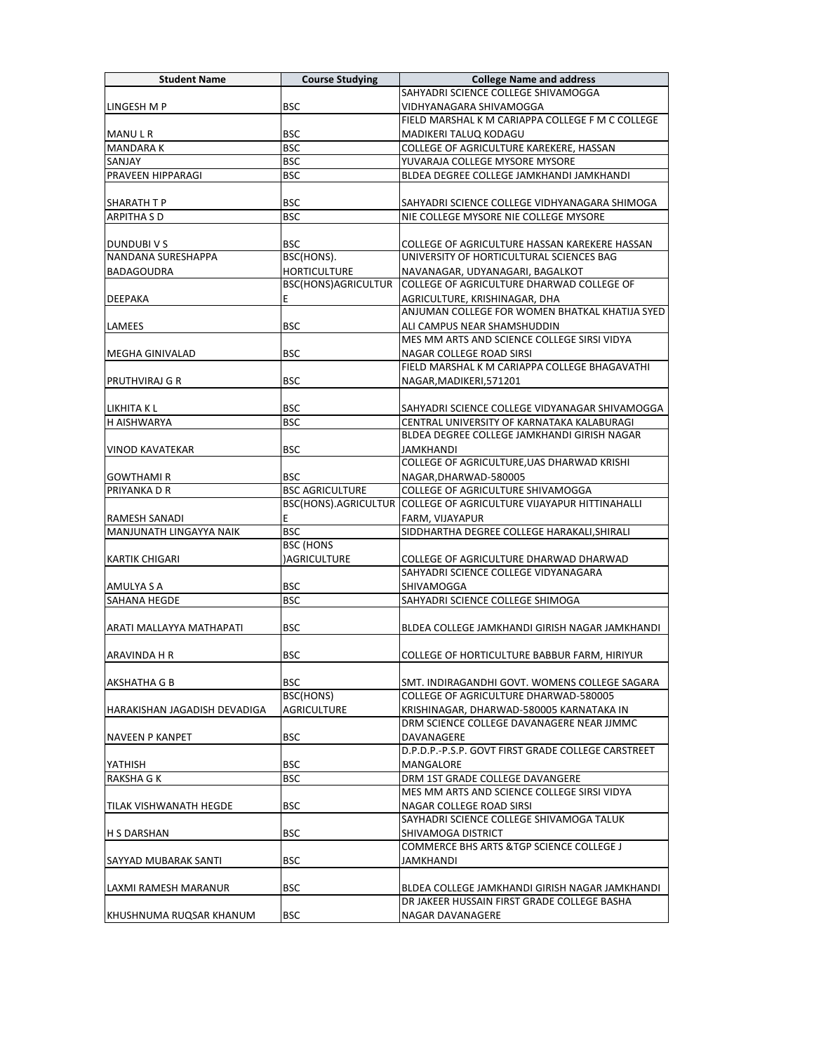| Student Name | Course Studying | College Name and address |
|---|---|---|
| LINGESH M P | BSC | SAHYADRI SCIENCE COLLEGE SHIVAMOGGA VIDHYANAGARA SHIVAMOGGA |
| MANU L R | BSC | FIELD MARSHAL K M CARIAPPA COLLEGE F M C COLLEGE MADIKERI TALUQ KODAGU |
| MANDARA K | BSC | COLLEGE OF AGRICULTURE KAREKERE, HASSAN |
| SANJAY | BSC | YUVARAJA COLLEGE MYSORE MYSORE |
| PRAVEEN HIPPARAGI | BSC | BLDEA DEGREE COLLEGE JAMKHANDI JAMKHANDI |
| SHARATH T P | BSC | SAHYADRI SCIENCE COLLEGE VIDHYANAGARA SHIMOGA |
| ARPITHA S D | BSC | NIE COLLEGE MYSORE NIE COLLEGE MYSORE |
| DUNDUBI V S | BSC | COLLEGE OF AGRICULTURE HASSAN KAREKERE HASSAN |
| NANDANA SURESHAPPA BADAGOUDRA | BSC(HONS). HORTICULTURE | UNIVERSITY OF HORTICULTURAL SCIENCES BAG NAVANAGAR, UDYANAGARI, BAGALKOT |
| DEEPAKA | BSC(HONS)AGRICULTURE | COLLEGE OF AGRICULTURE DHARWAD COLLEGE OF AGRICULTURE, KRISHINAGAR, DHA |
| LAMEES | BSC | ANJUMAN COLLEGE FOR WOMEN BHATKAL KHATIJA SYED ALI CAMPUS NEAR SHAMSHUDDIN |
| MEGHA GINIVALAD | BSC | MES MM ARTS AND SCIENCE COLLEGE SIRSI VIDYA NAGAR COLLEGE ROAD SIRSI |
| PRUTHVIRAJ G R | BSC | FIELD MARSHAL K M CARIAPPA COLLEGE BHAGAVATHI NAGAR,MADIKERI,571201 |
| LIKHITA K L | BSC | SAHYADRI SCIENCE COLLEGE VIDYANAGAR SHIVAMOGGA |
| H AISHWARYA | BSC | CENTRAL UNIVERSITY OF KARNATAKA KALABURAGI |
| VINOD KAVATEKAR | BSC | BLDEA DEGREE COLLEGE JAMKHANDI GIRISH NAGAR JAMKHANDI |
| GOWTHAMI R | BSC | COLLEGE OF AGRICULTURE,UAS DHARWAD KRISHI NAGAR,DHARWAD-580005 |
| PRIYANKA D R | BSC AGRICULTURE | COLLEGE OF AGRICULTURE SHIVAMOGGA |
| RAMESH SANADI | BSC(HONS).AGRICULTURE | COLLEGE OF AGRICULTURE VIJAYAPUR HITTINAHALLI FARM, VIJAYAPUR |
| MANJUNATH LINGAYYA NAIK | BSC | SIDDHARTHA DEGREE COLLEGE HARAKALI,SHIRALI |
| KARTIK CHIGARI | BSC (HONS )AGRICULTURE | COLLEGE OF AGRICULTURE DHARWAD DHARWAD |
| AMULYA S A | BSC | SAHYADRI SCIENCE COLLEGE VIDYANAGARA SHIVAMOGGA |
| SAHANA HEGDE | BSC | SAHYADRI SCIENCE COLLEGE SHIMOGA |
| ARATI MALLAYYA MATHAPATI | BSC | BLDEA COLLEGE JAMKHANDI GIRISH NAGAR JAMKHANDI |
| ARAVINDA H R | BSC | COLLEGE OF HORTICULTURE BABBUR FARM, HIRIYUR |
| AKSHATHA G B | BSC | SMT. INDIRAGANDHI GOVT. WOMENS COLLEGE SAGARA |
| HARAKISHAN JAGADISH DEVADIGA | BSC(HONS) AGRICULTURE | COLLEGE OF AGRICULTURE DHARWAD-580005 KRISHINAGAR, DHARWAD-580005 KARNATAKA IN |
| NAVEEN P KANPET | BSC | DRM SCIENCE COLLEGE DAVANAGERE NEAR JJMMC DAVANAGERE |
| YATHISH | BSC | D.P.D.P.-P.S.P. GOVT FIRST GRADE COLLEGE CARSTREET MANGALORE |
| RAKSHA G K | BSC | DRM 1ST GRADE COLLEGE DAVANGERE |
| TILAK VISHWANATH HEGDE | BSC | MES MM ARTS AND SCIENCE COLLEGE SIRSI VIDYA NAGAR COLLEGE ROAD SIRSI |
| H S DARSHAN | BSC | SAYHADRI SCIENCE COLLEGE SHIVAMOGA TALUK SHIVAMOGA DISTRICT |
| SAYYAD MUBARAK SANTI | BSC | COMMERCE BHS ARTS &TGP SCIENCE COLLEGE J JAMKHANDI |
| LAXMI RAMESH MARANUR | BSC | BLDEA COLLEGE JAMKHANDI GIRISH NAGAR JAMKHANDI |
| KHUSHNUMA RUQSAR KHANUM | BSC | DR JAKEER HUSSAIN FIRST GRADE COLLEGE BASHA NAGAR DAVANAGERE |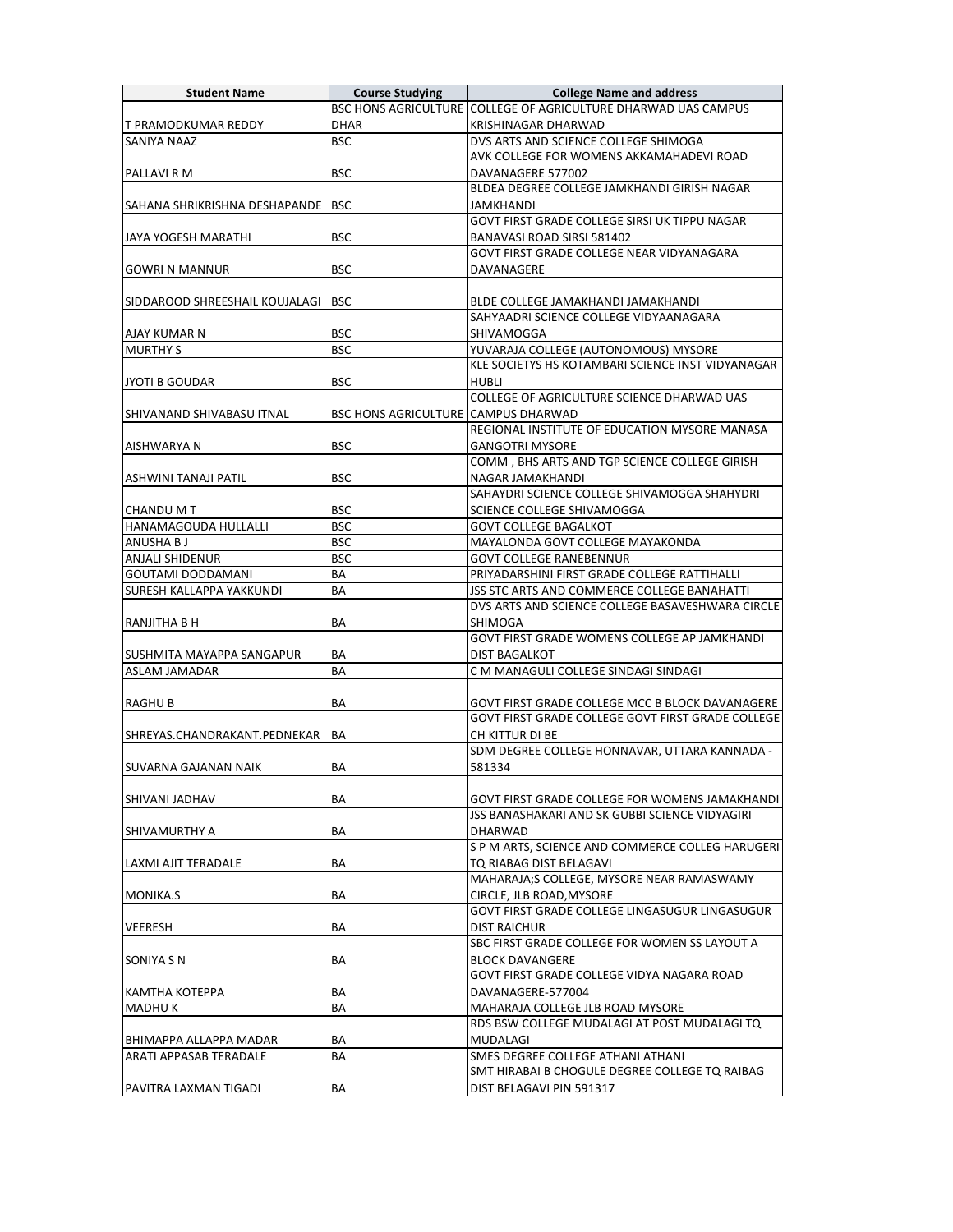| Student Name | Course Studying | College Name and address |
|---|---|---|
| T PRAMODKUMAR REDDY | BSC HONS AGRICULTURE DHAR | COLLEGE OF AGRICULTURE DHARWAD UAS CAMPUS KRISHINAGAR DHARWAD |
| SANIYA NAAZ | BSC | DVS ARTS AND SCIENCE COLLEGE SHIMOGA |
| PALLAVI R M | BSC | AVK COLLEGE FOR WOMENS AKKAMAHADEVI ROAD DAVANAGERE 577002 |
| SAHANA SHRIKRISHNA DESHAPANDE | BSC | BLDEA DEGREE COLLEGE JAMKHANDI GIRISH NAGAR JAMKHANDI |
| JAYA YOGESH MARATHI | BSC | GOVT FIRST GRADE COLLEGE SIRSI UK TIPPU NAGAR BANAVASI ROAD SIRSI 581402 |
| GOWRI N MANNUR | BSC | GOVT FIRST GRADE COLLEGE NEAR VIDYANAGARA DAVANAGERE |
| SIDDAROOD SHREESHAIL KOUJALAGI | BSC | BLDE COLLEGE JAMAKHANDI JAMAKHANDI |
| AJAY KUMAR N | BSC | SAHYAADRI SCIENCE COLLEGE VIDYAANAGARA SHIVAMOGGA |
| MURTHY S | BSC | YUVARAJA COLLEGE (AUTONOMOUS) MYSORE |
| JYOTI B GOUDAR | BSC | KLE SOCIETYS HS KOTAMBARI SCIENCE INST VIDYANAGAR HUBLI |
| SHIVANAND SHIVABASU ITNAL | BSC HONS AGRICULTURE | COLLEGE OF AGRICULTURE SCIENCE DHARWAD UAS CAMPUS DHARWAD |
| AISHWARYA N | BSC | REGIONAL INSTITUTE OF EDUCATION MYSORE MANASA GANGOTRI MYSORE |
| ASHWINI TANAJI PATIL | BSC | COMM , BHS ARTS AND TGP SCIENCE COLLEGE GIRISH NAGAR JAMAKHANDI |
| CHANDU M T | BSC | SAHAYDRI SCIENCE COLLEGE SHIVAMOGGA SHAHYDRI SCIENCE COLLEGE SHIVAMOGGA |
| HANAMAGOUDA HULLALLI | BSC | GOVT COLLEGE BAGALKOT |
| ANUSHA B J | BSC | MAYALONDA GOVT COLLEGE MAYAKONDA |
| ANJALI SHIDENUR | BSC | GOVT COLLEGE RANEBENNUR |
| GOUTAMI DODDAMANI | BA | PRIYADARSHINI FIRST GRADE COLLEGE RATTIHALLI |
| SURESH KALLAPPA YAKKUNDI | BA | JSS STC ARTS AND COMMERCE COLLEGE BANAHATTI |
| RANJITHA B H | BA | DVS ARTS AND SCIENCE COLLEGE BASAVESHWARA CIRCLE SHIMOGA |
| SUSHMITA MAYAPPA SANGAPUR | BA | GOVT FIRST GRADE WOMENS COLLEGE AP JAMKHANDI DIST BAGALKOT |
| ASLAM JAMADAR | BA | C M MANAGULI COLLEGE SINDAGI SINDAGI |
| RAGHU B | BA | GOVT FIRST GRADE COLLEGE MCC B BLOCK DAVANAGERE |
| SHREYAS.CHANDRAKANT.PEDNEKAR | BA | GOVT FIRST GRADE COLLEGE GOVT FIRST GRADE COLLEGE CH KITTUR DI BE |
| SUVARNA GAJANAN NAIK | BA | SDM DEGREE COLLEGE HONNAVAR, UTTARA KANNADA - 581334 |
| SHIVANI JADHAV | BA | GOVT FIRST GRADE COLLEGE FOR WOMENS JAMAKHANDI |
| SHIVAMURTHY A | BA | JSS BANASHAKARI AND SK GUBBI SCIENCE VIDYAGIRI DHARWAD |
| LAXMI AJIT TERADALE | BA | S P M ARTS, SCIENCE AND COMMERCE COLLEG HARUGERI TQ RIABAG DIST BELAGAVI |
| MONIKA.S | BA | MAHARAJA;S COLLEGE, MYSORE NEAR RAMASWAMY CIRCLE, JLB ROAD,MYSORE |
| VEERESH | BA | GOVT FIRST GRADE COLLEGE LINGASUGUR LINGASUGUR DIST RAICHUR |
| SONIYA S N | BA | SBC FIRST GRADE COLLEGE FOR WOMEN SS LAYOUT A BLOCK DAVANGERE |
| KAMTHA KOTEPPA | BA | GOVT FIRST GRADE COLLEGE VIDYA NAGARA ROAD DAVANAGERE-577004 |
| MADHU K | BA | MAHARAJA COLLEGE JLB ROAD MYSORE |
| BHIMAPPA ALLAPPA MADAR | BA | RDS BSW COLLEGE MUDALAGI AT POST MUDALAGI TQ MUDALAGI |
| ARATI APPASAB TERADALE | BA | SMES DEGREE COLLEGE ATHANI ATHANI |
| PAVITRA LAXMAN TIGADI | BA | SMT HIRABAI B CHOGULE DEGREE COLLEGE TQ RAIBAG DIST BELAGAVI PIN 591317 |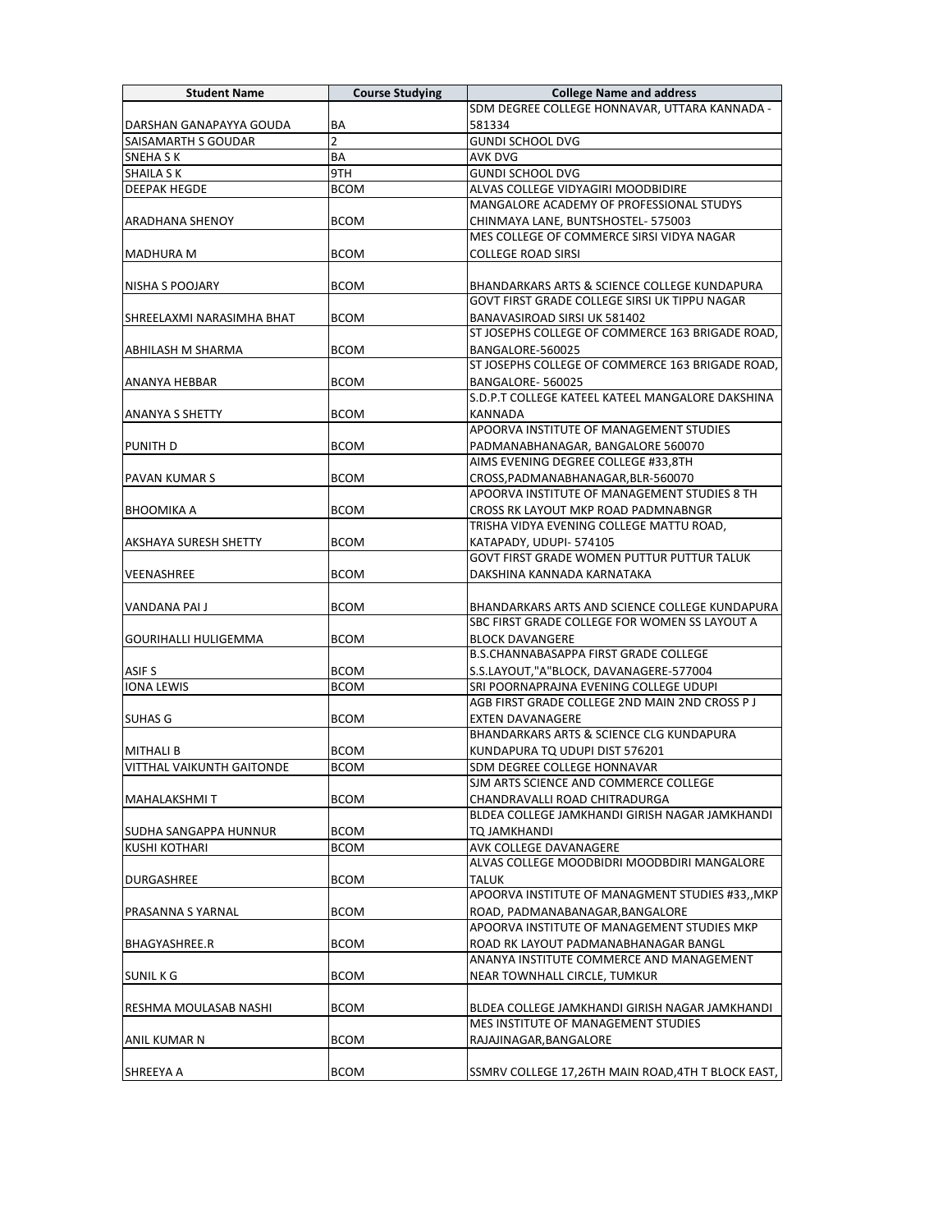| Student Name | Course Studying | College Name and address |
|---|---|---|
| DARSHAN GANAPAYYA GOUDA | BA | SDM DEGREE COLLEGE HONNAVAR, UTTARA KANNADA - 581334 |
| SAISAMARTH S GOUDAR | 2 | GUNDI SCHOOL DVG |
| SNEHA S K | BA | AVK DVG |
| SHAILA S K | 9TH | GUNDI SCHOOL DVG |
| DEEPAK HEGDE | BCOM | ALVAS COLLEGE VIDYAGIRI MOODBIDIRE |
| ARADHANA SHENOY | BCOM | MANGALORE ACADEMY OF PROFESSIONAL STUDYS CHINMAYA LANE, BUNTSHOSTEL- 575003 |
| MADHURA M | BCOM | MES COLLEGE OF COMMERCE SIRSI VIDYA NAGAR COLLEGE ROAD SIRSI |
| NISHA S POOJARY | BCOM | BHANDARKARS ARTS & SCIENCE COLLEGE KUNDAPURA |
| SHREELAXMI NARASIMHA BHAT | BCOM | GOVT FIRST GRADE COLLEGE SIRSI UK TIPPU NAGAR BANAVASIROAD SIRSI UK 581402 |
| ABHILASH M SHARMA | BCOM | ST JOSEPHS COLLEGE OF COMMERCE 163 BRIGADE ROAD, BANGALORE-560025 |
| ANANYA HEBBAR | BCOM | ST JOSEPHS COLLEGE OF COMMERCE 163 BRIGADE ROAD, BANGALORE- 560025 |
| ANANYA S SHETTY | BCOM | S.D.P.T COLLEGE KATEEL KATEEL MANGALORE DAKSHINA KANNADA |
| PUNITH D | BCOM | APOORVA INSTITUTE OF MANAGEMENT STUDIES PADMANABHANAGAR, BANGALORE 560070 |
| PAVAN KUMAR S | BCOM | AIMS EVENING DEGREE COLLEGE #33,8TH CROSS,PADMANABHANAGAR,BLR-560070 |
| BHOOMIKA A | BCOM | APOORVA INSTITUTE OF MANAGEMENT STUDIES 8 TH CROSS RK LAYOUT MKP ROAD PADMNABNGR |
| AKSHAYA SURESH SHETTY | BCOM | TRISHA VIDYA EVENING COLLEGE MATTU ROAD, KATAPADY, UDUPI- 574105 |
| VEENASHREE | BCOM | GOVT FIRST GRADE WOMEN PUTTUR PUTTUR TALUK DAKSHINA KANNADA KARNATAKA |
| VANDANA PAI J | BCOM | BHANDARKARS ARTS AND SCIENCE COLLEGE KUNDAPURA |
| GOURIHALLI HULIGEMMA | BCOM | SBC FIRST GRADE COLLEGE FOR WOMEN SS LAYOUT A BLOCK DAVANGERE |
| ASIF S | BCOM | B.S.CHANNABASAPPA FIRST GRADE COLLEGE S.S.LAYOUT,"A"BLOCK, DAVANAGERE-577004 |
| IONA LEWIS | BCOM | SRI POORNAPRAJNA EVENING COLLEGE UDUPI |
| SUHAS G | BCOM | AGB FIRST GRADE COLLEGE 2ND MAIN 2ND CROSS P J EXTEN DAVANAGERE |
| MITHALI B | BCOM | BHANDARKARS ARTS & SCIENCE CLG KUNDAPURA KUNDAPURA TQ UDUPI DIST 576201 |
| VITTHAL VAIKUNTH GAITONDE | BCOM | SDM DEGREE COLLEGE HONNAVAR |
| MAHALAKSHMI T | BCOM | SJM ARTS SCIENCE AND COMMERCE COLLEGE CHANDRAVALLI ROAD CHITRADURGA |
| SUDHA SANGAPPA HUNNUR | BCOM | BLDEA COLLEGE JAMKHANDI GIRISH NAGAR JAMKHANDI TQ JAMKHANDI |
| KUSHI KOTHARI | BCOM | AVK COLLEGE DAVANAGERE |
| DURGASHREE | BCOM | ALVAS COLLEGE MOODBIDRI MOODBDIRI MANGALORE TALUK |
| PRASANNA S YARNAL | BCOM | APOORVA INSTITUTE OF MANAGMENT STUDIES #33,,MKP ROAD, PADMANABANAGAR,BANGALORE |
| BHAGYASHREE.R | BCOM | APOORVA INSTITUTE OF MANAGEMENT STUDIES MKP ROAD RK LAYOUT PADMANABHANAGAR BANGL |
| SUNIL K G | BCOM | ANANYA INSTITUTE COMMERCE AND MANAGEMENT NEAR TOWNHALL CIRCLE, TUMKUR |
| RESHMA MOULASAB NASHI | BCOM | BLDEA COLLEGE JAMKHANDI GIRISH NAGAR JAMKHANDI |
| ANIL KUMAR N | BCOM | MES INSTITUTE OF MANAGEMENT STUDIES RAJAJINAGAR,BANGALORE |
| SHREEYA A | BCOM | SSMRV COLLEGE 17,26TH MAIN ROAD,4TH T BLOCK EAST, |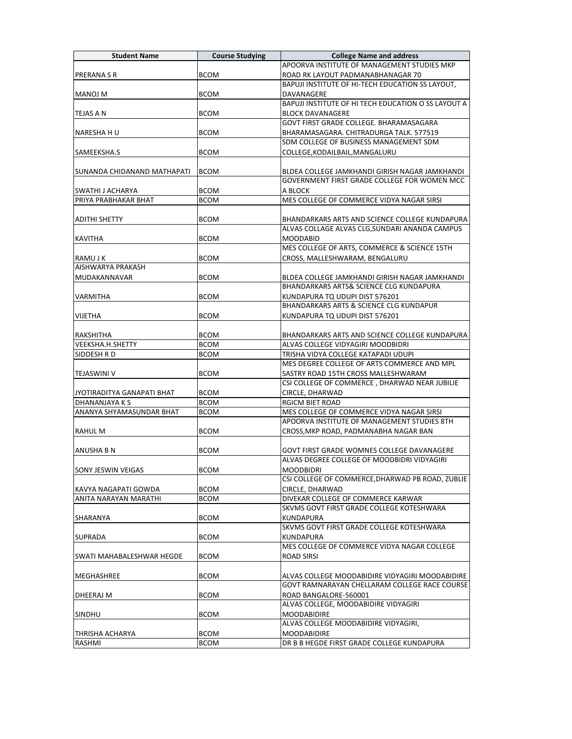| Student Name | Course Studying | College Name and address |
|---|---|---|
| PRERANA S R | BCOM | APOORVA INSTITUTE OF MANAGEMENT STUDIES MKP ROAD RK LAYOUT PADMANABHANAGAR 70 |
| MANOJ M | BCOM | BAPUJI INSTITUTE OF HI-TECH EDUCATION SS LAYOUT, DAVANAGERE |
| TEJAS A N | BCOM | BAPUJI INSTITUTE OF HI TECH EDUCATION O SS LAYOUT A BLOCK DAVANAGERE |
| NARESHA H U | BCOM | GOVT FIRST GRADE COLLEGE. BHARAMASAGARA BHARAMASAGARA. CHITRADURGA TALK. 577519 |
| SAMEEKSHA.S | BCOM | SDM COLLEGE OF BUSINESS MANAGEMENT SDM COLLEGE,KODAILBAIL,MANGALURU |
| SUNANDA CHIDANAND MATHAPATI | BCOM | BLDEA COLLEGE JAMKHANDI GIRISH NAGAR JAMKHANDI |
| SWATHI J ACHARYA | BCOM | GOVERNMENT FIRST GRADE COLLEGE FOR WOMEN MCC A BLOCK |
| PRIYA PRABHAKAR BHAT | BCOM | MES COLLEGE OF COMMERCE VIDYA NAGAR SIRSI |
| ADITHI SHETTY | BCOM | BHANDARKARS ARTS AND SCIENCE COLLEGE KUNDAPURA |
| KAVITHA | BCOM | ALVAS COLLAGE ALVAS CLG,SUNDARI ANANDA CAMPUS MOODABID |
| RAMU J K | BCOM | MES COLLEGE OF ARTS, COMMERCE & SCIENCE 15TH CROSS, MALLESHWARAM, BENGALURU |
| AISHWARYA PRAKASH MUDAKANNAVAR | BCOM | BLDEA COLLEGE JAMKHANDI GIRISH NAGAR JAMKHANDI |
| VARMITHA | BCOM | BHANDARKARS ARTS& SCIENCE CLG KUNDAPURA KUNDAPURA TQ UDUPI DIST 576201 |
| VIJETHA | BCOM | BHANDARKARS ARTS & SCIENCE CLG KUNDAPUR KUNDAPURA TQ UDUPI DIST 576201 |
| RAKSHITHA | BCOM | BHANDARKARS ARTS AND SCIENCE COLLEGE KUNDAPURA |
| VEEKSHA.H.SHETTY | BCOM | ALVAS COLLEGE VIDYAGIRI MOODBIDRI |
| SIDDESH R D | BCOM | TRISHA VIDYA COLLEGE KATAPADI UDUPI |
| TEJASWINI V | BCOM | MES DEGREE COLLEGE OF ARTS COMMERCE AND MPL SASTRY ROAD 15TH CROSS MALLESHWARAM |
| JYOTIRADITYA GANAPATI BHAT | BCOM | CSI COLLEGE OF COMMERCE , DHARWAD NEAR JUBILIE CIRCLE, DHARWAD |
| DHANANJAYA K S | BCOM | RGICM BIET ROAD |
| ANANYA SHYAMASUNDAR BHAT | BCOM | MES COLLEGE OF COMMERCE VIDYA NAGAR SIRSI |
| RAHUL M | BCOM | APOORVA INSTITUTE OF MANAGEMENT STUDIES 8TH CROSS,MKP ROAD, PADMANABHA NAGAR BAN |
| ANUSHA B N | BCOM | GOVT FIRST GRADE WOMNES COLLEGE DAVANAGERE |
| SONY JESWIN VEIGAS | BCOM | ALVAS DEGREE COLLEGE OF MOODBIDRI VIDYAGIRI MOODBIDRI |
| KAVYA NAGAPATI GOWDA | BCOM | CSI COLLEGE OF COMMERCE,DHARWAD PB ROAD, ZUBLIE CIRCLE, DHARWAD |
| ANITA NARAYAN MARATHI | BCOM | DIVEKAR COLLEGE OF COMMERCE KARWAR |
| SHARANYA | BCOM | SKVMS GOVT FIRST GRADE COLLEGE KOTESHWARA KUNDAPURA |
| SUPRADA | BCOM | SKVMS GOVT FIRST GRADE COLLEGE KOTESHWARA KUNDAPURA |
| SWATI MAHABALESHWAR HEGDE | BCOM | MES COLLEGE OF COMMERCE VIDYA NAGAR COLLEGE ROAD SIRSI |
| MEGHASHREE | BCOM | ALVAS COLLEGE MOODABIDIRE VIDYAGIRI MOODABIDIRE |
| DHEERAJ M | BCOM | GOVT RAMNARAYAN CHELLARAM COLLEGE RACE COURSE ROAD BANGALORE-560001 |
| SINDHU | BCOM | ALVAS COLLEGE, MOODABIDIRE VIDYAGIRI MOODABIDIRE |
| THRISHA ACHARYA | BCOM | ALVAS COLLEGE MOODABIDIRE VIDYAGIRI, MOODABIDIRE |
| RASHMI | BCOM | DR B B HEGDE FIRST GRADE COLLEGE KUNDAPURA |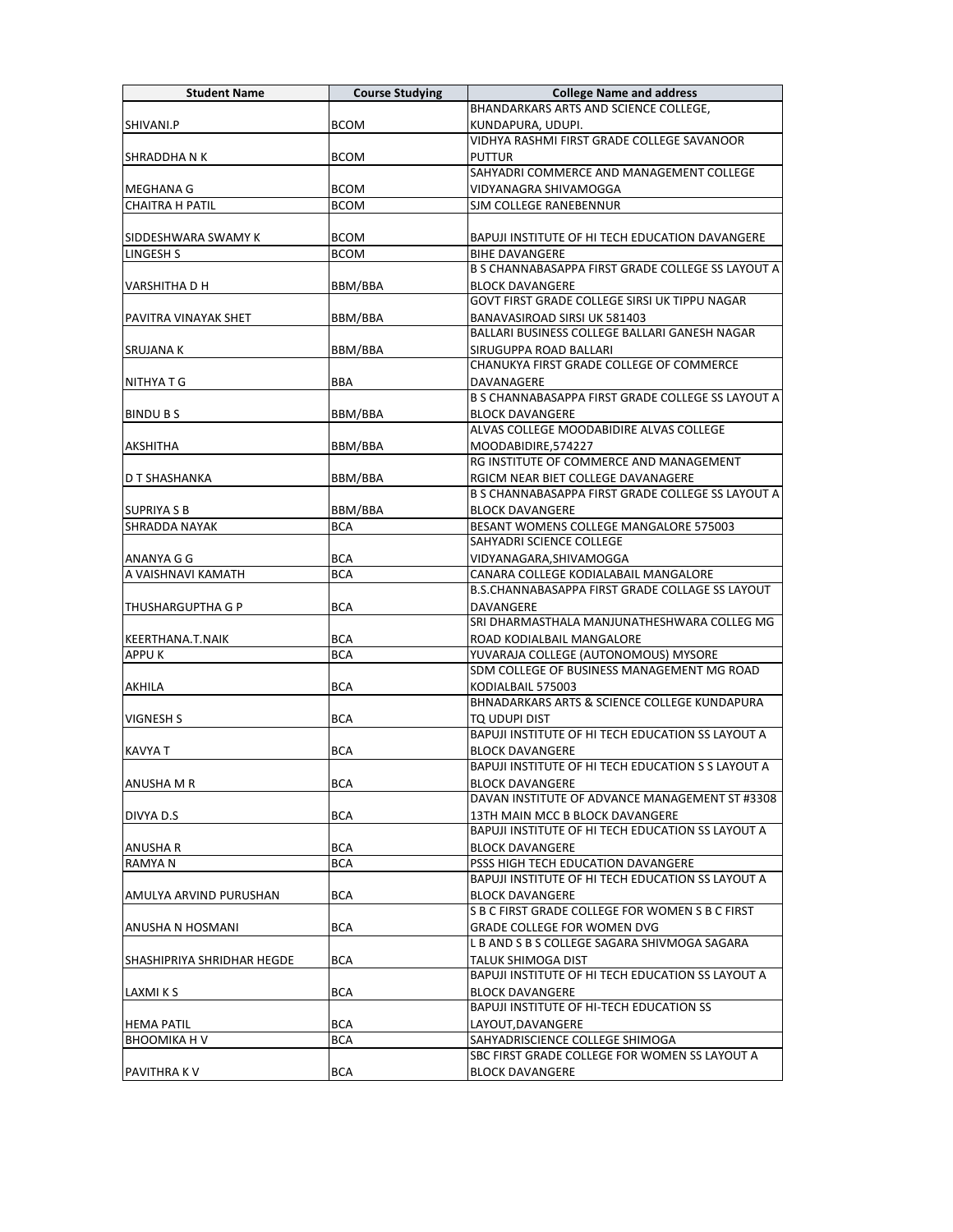| Student Name | Course Studying | College Name and address |
|---|---|---|
| SHIVANI.P | BCOM | BHANDARKARS ARTS AND SCIENCE COLLEGE, KUNDAPURA, UDUPI. |
| SHRADDHA N K | BCOM | VIDHYA RASHMI FIRST GRADE COLLEGE SAVANOOR PUTTUR |
| MEGHANA G | BCOM | SAHYADRI COMMERCE AND MANAGEMENT COLLEGE VIDYANAGRA SHIVAMOGGA |
| CHAITRA H PATIL | BCOM | SJM COLLEGE RANEBENNUR |
| SIDDESHWARA SWAMY K | BCOM | BAPUJI INSTITUTE OF HI TECH EDUCATION DAVANGERE |
| LINGESH S | BCOM | BIHE DAVANGERE |
| VARSHITHA D H | BBM/BBA | B S CHANNABASAPPA FIRST GRADE COLLEGE SS LAYOUT A BLOCK DAVANGERE |
| PAVITRA VINAYAK SHET | BBM/BBA | GOVT FIRST GRADE COLLEGE SIRSI UK TIPPU NAGAR BANAVASIROAD SIRSI UK 581403 |
| SRUJANA K | BBM/BBA | BALLARI BUSINESS COLLEGE BALLARI GANESH NAGAR SIRUGUPPA ROAD BALLARI |
| NITHYA T G | BBA | CHANUKYA FIRST GRADE COLLEGE OF COMMERCE DAVANAGERE |
| BINDU B S | BBM/BBA | B S CHANNABASAPPA FIRST GRADE COLLEGE SS LAYOUT A BLOCK DAVANGERE |
| AKSHITHA | BBM/BBA | ALVAS COLLEGE MOODABIDIRE ALVAS COLLEGE MOODABIDIRE,574227 |
| D T SHASHANKA | BBM/BBA | RG INSTITUTE OF COMMERCE AND MANAGEMENT RGICM NEAR BIET COLLEGE DAVANAGERE |
| SUPRIYA S B | BBM/BBA | B S CHANNABASAPPA FIRST GRADE COLLEGE SS LAYOUT A BLOCK DAVANGERE |
| SHRADDA NAYAK | BCA | BESANT WOMENS COLLEGE MANGALORE 575003 |
| ANANYA G G | BCA | SAHYADRI SCIENCE COLLEGE VIDYANAGARA,SHIVAMOGGA |
| A VAISHNAVI KAMATH | BCA | CANARA COLLEGE KODIALABAIL MANGALORE |
| THUSHARGUPTHA G P | BCA | B.S.CHANNABASAPPA FIRST GRADE COLLAGE SS LAYOUT DAVANGERE |
| KEERTHANA.T.NAIK | BCA | SRI DHARMASTHALA MANJUNATHESHWARA COLLEG MG ROAD KODIALBAIL MANGALORE |
| APPU K | BCA | YUVARAJA COLLEGE (AUTONOMOUS) MYSORE |
| AKHILA | BCA | SDM COLLEGE OF BUSINESS MANAGEMENT MG ROAD KODIALBAIL 575003 |
| VIGNESH S | BCA | BHNADARKARS ARTS & SCIENCE COLLEGE KUNDAPURA TQ UDUPI DIST |
| KAVYA T | BCA | BAPUJI INSTITUTE OF HI TECH EDUCATION SS LAYOUT A BLOCK DAVANGERE |
| ANUSHA M R | BCA | BAPUJI INSTITUTE OF HI TECH EDUCATION S S LAYOUT A BLOCK DAVANGERE |
| DIVYA D.S | BCA | DAVAN INSTITUTE OF ADVANCE MANAGEMENT ST #3308 13TH MAIN MCC B BLOCK DAVANGERE |
| ANUSHA R | BCA | BAPUJI INSTITUTE OF HI TECH EDUCATION SS LAYOUT A BLOCK DAVANGERE |
| RAMYA N | BCA | PSSS HIGH TECH EDUCATION DAVANGERE |
| AMULYA ARVIND PURUSHAN | BCA | BAPUJI INSTITUTE OF HI TECH EDUCATION SS LAYOUT A BLOCK DAVANGERE |
| ANUSHA N HOSMANI | BCA | S B C FIRST GRADE COLLEGE FOR WOMEN S B C FIRST GRADE COLLEGE FOR WOMEN DVG |
| SHASHIPRIYA SHRIDHAR HEGDE | BCA | L B AND S B S COLLEGE SAGARA SHIVMOGA SAGARA TALUK SHIMOGA DIST |
| LAXMI K S | BCA | BAPUJI INSTITUTE OF HI TECH EDUCATION SS LAYOUT A BLOCK DAVANGERE |
| HEMA PATIL | BCA | BAPUJI INSTITUTE OF HI-TECH EDUCATION SS LAYOUT,DAVANGERE |
| BHOOMIKA H V | BCA | SAHYADRISCIENCE COLLEGE SHIMOGA |
| PAVITHRA K V | BCA | SBC FIRST GRADE COLLEGE FOR WOMEN SS LAYOUT A BLOCK DAVANGERE |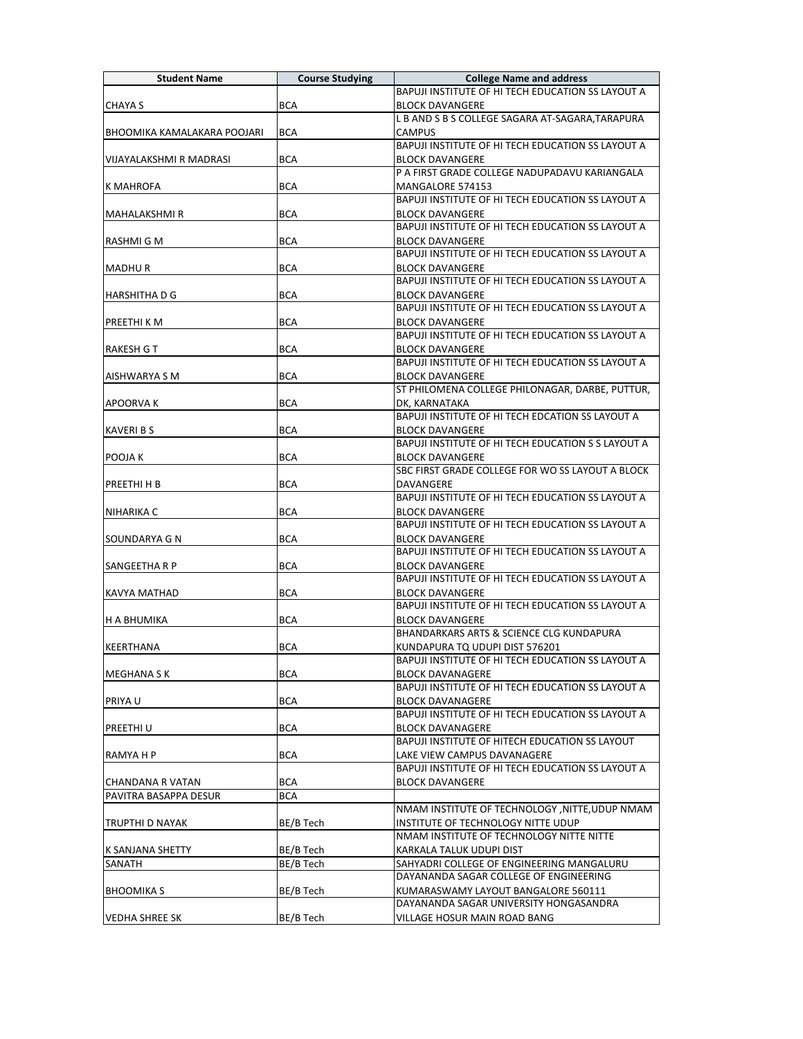| Student Name | Course Studying | College Name and address |
|---|---|---|
| CHAYA S | BCA | BAPUJI INSTITUTE OF HI TECH EDUCATION SS LAYOUT A BLOCK DAVANGERE |
| BHOOMIKA KAMALAKARA POOJARI | BCA | L B AND S B S COLLEGE SAGARA AT-SAGARA,TARAPURA CAMPUS |
| VIJAYALAKSHMI R MADRASI | BCA | BAPUJI INSTITUTE OF HI TECH EDUCATION SS LAYOUT A BLOCK DAVANGERE |
| K MAHROFA | BCA | P A FIRST GRADE COLLEGE NADUPADAVU KARIANGALA MANGALORE 574153 |
| MAHALAKSHMI R | BCA | BAPUJI INSTITUTE OF HI TECH EDUCATION SS LAYOUT A BLOCK DAVANGERE |
| RASHMI G M | BCA | BAPUJI INSTITUTE OF HI TECH EDUCATION SS LAYOUT A BLOCK DAVANGERE |
| MADHU R | BCA | BAPUJI INSTITUTE OF HI TECH EDUCATION SS LAYOUT A BLOCK DAVANGERE |
| HARSHITHA D G | BCA | BAPUJI INSTITUTE OF HI TECH EDUCATION SS LAYOUT A BLOCK DAVANGERE |
| PREETHI K M | BCA | BAPUJI INSTITUTE OF HI TECH EDUCATION SS LAYOUT A BLOCK DAVANGERE |
| RAKESH G T | BCA | BAPUJI INSTITUTE OF HI TECH EDUCATION SS LAYOUT A BLOCK DAVANGERE |
| AISHWARYA S M | BCA | BAPUJI INSTITUTE OF HI TECH EDUCATION SS LAYOUT A BLOCK DAVANGERE |
| APOORVA K | BCA | ST PHILOMENA COLLEGE PHILONAGAR, DARBE, PUTTUR, DK, KARNATAKA |
| KAVERI B S | BCA | BAPUJI INSTITUTE OF HI TECH EDCATION SS LAYOUT A BLOCK DAVANGERE |
| POOJA K | BCA | BAPUJI INSTITUTE OF HI TECH EDUCATION S S LAYOUT A BLOCK DAVANGERE |
| PREETHI H B | BCA | SBC FIRST GRADE COLLEGE FOR WO SS LAYOUT A BLOCK DAVANGERE |
| NIHARIKA C | BCA | BAPUJI INSTITUTE OF HI TECH EDUCATION SS LAYOUT A BLOCK DAVANGERE |
| SOUNDARYA G N | BCA | BAPUJI INSTITUTE OF HI TECH EDUCATION SS LAYOUT A BLOCK DAVANGERE |
| SANGEETHA R P | BCA | BAPUJI INSTITUTE OF HI TECH EDUCATION SS LAYOUT A BLOCK DAVANGERE |
| KAVYA MATHAD | BCA | BAPUJI INSTITUTE OF HI TECH EDUCATION SS LAYOUT A BLOCK DAVANGERE |
| H A BHUMIKA | BCA | BAPUJI INSTITUTE OF HI TECH EDUCATION SS LAYOUT A BLOCK DAVANGERE |
| KEERTHANA | BCA | BHANDARKARS ARTS & SCIENCE CLG KUNDAPURA KUNDAPURA TQ UDUPI DIST 576201 |
| MEGHANA S K | BCA | BAPUJI INSTITUTE OF HI TECH EDUCATION SS LAYOUT A BLOCK DAVANAGERE |
| PRIYA U | BCA | BAPUJI INSTITUTE OF HI TECH EDUCATION SS LAYOUT A BLOCK DAVANAGERE |
| PREETHI U | BCA | BAPUJI INSTITUTE OF HI TECH EDUCATION SS LAYOUT A BLOCK DAVANAGERE |
| RAMYA H P | BCA | BAPUJI INSTITUTE OF HITECH EDUCATION SS LAYOUT LAKE VIEW CAMPUS DAVANAGERE |
| CHANDANA R VATAN | BCA | BAPUJI INSTITUTE OF HI TECH EDUCATION SS LAYOUT A BLOCK DAVANGERE |
| PAVITRA BASAPPA DESUR | BCA | |
| TRUPTHI D NAYAK | BE/B Tech | NMAM INSTITUTE OF TECHNOLOGY ,NITTE,UDUP NMAM INSTITUTE OF TECHNOLOGY NITTE UDUP |
| K SANJANA SHETTY | BE/B Tech | NMAM INSTITUTE OF TECHNOLOGY NITTE NITTE KARKALA TALUK UDUPI DIST |
| SANATH | BE/B Tech | SAHYADRI COLLEGE OF ENGINEERING MANGALURU |
| BHOOMIKA S | BE/B Tech | DAYANANDA SAGAR COLLEGE OF ENGINEERING KUMARASWAMY LAYOUT BANGALORE 560111 |
| VEDHA SHREE SK | BE/B Tech | DAYANANDA SAGAR UNIVERSITY HONGASANDRA VILLAGE HOSUR MAIN ROAD BANG |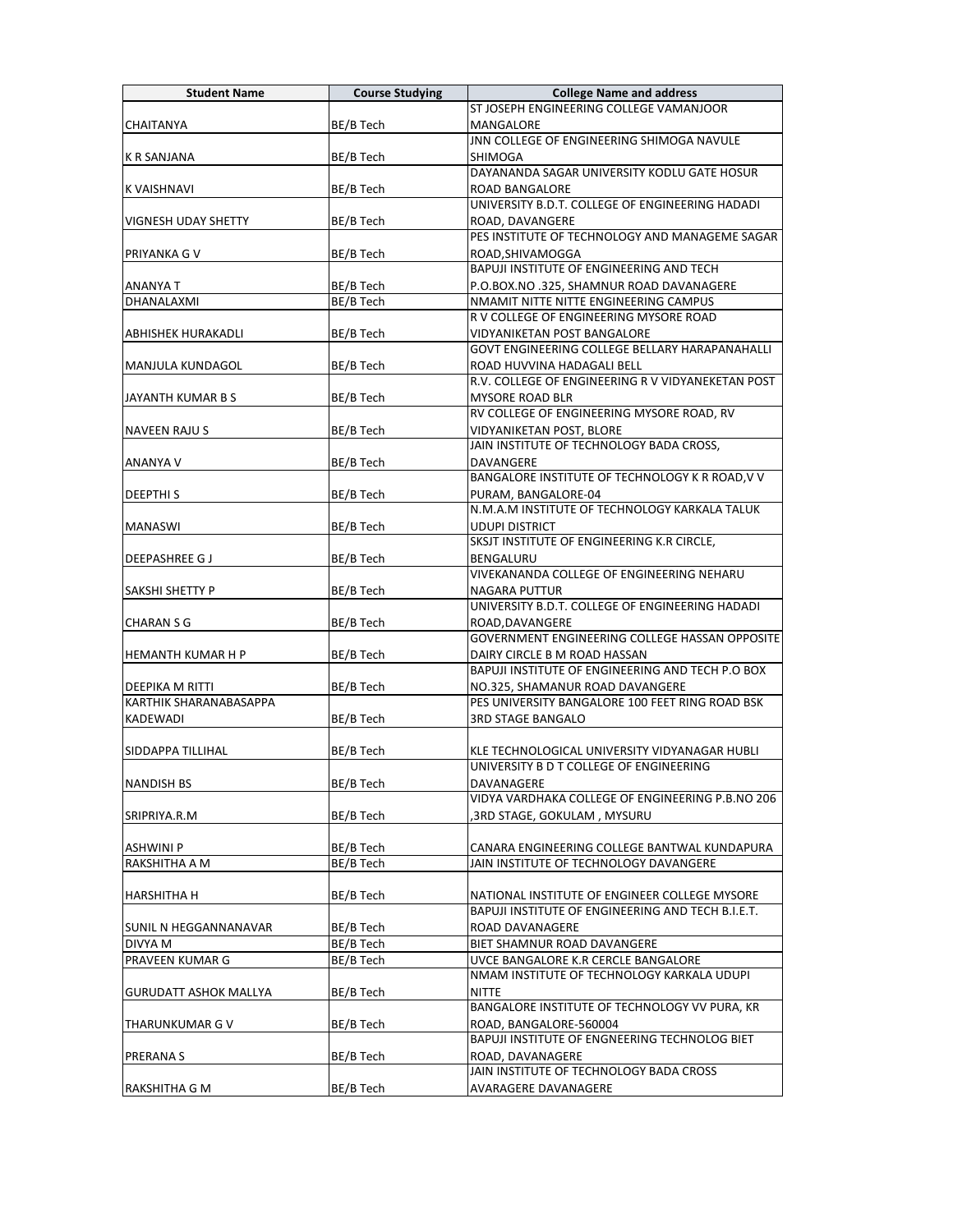| Student Name | Course Studying | College Name and address |
| --- | --- | --- |
| CHAITANYA | BE/B Tech | ST JOSEPH ENGINEERING COLLEGE VAMANJOOR MANGALORE |
| K R SANJANA | BE/B Tech | JNN COLLEGE OF ENGINEERING SHIMOGA NAVULE SHIMOGA |
| K VAISHNAVI | BE/B Tech | DAYANANDA SAGAR UNIVERSITY KODLU GATE HOSUR ROAD BANGALORE |
| VIGNESH UDAY SHETTY | BE/B Tech | UNIVERSITY B.D.T. COLLEGE OF ENGINEERING HADADI ROAD, DAVANGERE |
| PRIYANKA G V | BE/B Tech | PES INSTITUTE OF TECHNOLOGY AND MANAGEME SAGAR ROAD,SHIVAMOGGA |
| ANANYA T | BE/B Tech | BAPUJI INSTITUTE OF ENGINEERING AND TECH P.O.BOX.NO .325, SHAMNUR ROAD DAVANAGERE |
| DHANALAXMI | BE/B Tech | NMAMIT NITTE NITTE ENGINEERING CAMPUS |
| ABHISHEK HURAKADLI | BE/B Tech | R V COLLEGE OF ENGINEERING MYSORE ROAD VIDYANIKETAN POST BANGALORE |
| MANJULA KUNDAGOL | BE/B Tech | GOVT ENGINEERING COLLEGE BELLARY HARAPANAHALLI ROAD HUVVINA HADAGALI BELL |
| JAYANTH KUMAR B S | BE/B Tech | R.V. COLLEGE OF ENGINEERING R V VIDYANEKETAN POST MYSORE ROAD BLR |
| NAVEEN RAJU S | BE/B Tech | RV COLLEGE OF ENGINEERING MYSORE ROAD, RV VIDYANIKETAN POST, BLORE |
| ANANYA V | BE/B Tech | JAIN INSTITUTE OF TECHNOLOGY BADA CROSS, DAVANGERE |
| DEEPTHI S | BE/B Tech | BANGALORE INSTITUTE OF TECHNOLOGY K R ROAD,V V PURAM, BANGALORE-04 |
| MANASWI | BE/B Tech | N.M.A.M INSTITUTE OF TECHNOLOGY KARKALA TALUK UDUPI DISTRICT |
| DEEPASHREE G J | BE/B Tech | SKSJT INSTITUTE OF ENGINEERING K.R CIRCLE, BENGALURU |
| SAKSHI SHETTY P | BE/B Tech | VIVEKANANDA COLLEGE OF ENGINEERING NEHARU NAGARA PUTTUR |
| CHARAN S G | BE/B Tech | UNIVERSITY B.D.T. COLLEGE OF ENGINEERING HADADI ROAD,DAVANGERE |
| HEMANTH KUMAR H P | BE/B Tech | GOVERNMENT ENGINEERING COLLEGE HASSAN OPPOSITE DAIRY CIRCLE B M ROAD HASSAN |
| DEEPIKA M RITTI | BE/B Tech | BAPUJI INSTITUTE OF ENGINEERING AND TECH P.O BOX NO.325, SHAMANUR ROAD DAVANGERE |
| KARTHIK SHARANABASAPPA KADEWADI | BE/B Tech | PES UNIVERSITY BANGALORE 100 FEET RING ROAD BSK 3RD STAGE BANGALO |
| SIDDAPPA TILLIHAL | BE/B Tech | KLE TECHNOLOGICAL UNIVERSITY VIDYANAGAR HUBLI |
| NANDISH BS | BE/B Tech | UNIVERSITY B D T COLLEGE OF ENGINEERING DAVANAGERE |
| SRIPRIYA.R.M | BE/B Tech | VIDYA VARDHAKA COLLEGE OF ENGINEERING P.B.NO 206 ,3RD STAGE, GOKULAM , MYSURU |
| ASHWINI P | BE/B Tech | CANARA ENGINEERING COLLEGE BANTWAL KUNDAPURA |
| RAKSHITHA A M | BE/B Tech | JAIN INSTITUTE OF TECHNOLOGY DAVANGERE |
| HARSHITHA H | BE/B Tech | NATIONAL INSTITUTE OF ENGINEER COLLEGE MYSORE |
| SUNIL N HEGGANNANAVAR | BE/B Tech | BAPUJI INSTITUTE OF ENGINEERING AND TECH B.I.E.T. ROAD DAVANAGERE |
| DIVYA M | BE/B Tech | BIET SHAMNUR ROAD DAVANGERE |
| PRAVEEN KUMAR G | BE/B Tech | UVCE BANGALORE K.R CERCLE BANGALORE |
| GURUDATT ASHOK MALLYA | BE/B Tech | NMAM INSTITUTE OF TECHNOLOGY KARKALA UDUPI NITTE |
| THARUNKUMAR G V | BE/B Tech | BANGALORE INSTITUTE OF TECHNOLOGY VV PURA, KR ROAD, BANGALORE-560004 |
| PRERANA S | BE/B Tech | BAPUJI INSTITUTE OF ENGNEERING TECHNOLOG BIET ROAD, DAVANAGERE |
| RAKSHITHA G M | BE/B Tech | JAIN INSTITUTE OF TECHNOLOGY BADA CROSS AVARAGERE DAVANAGERE |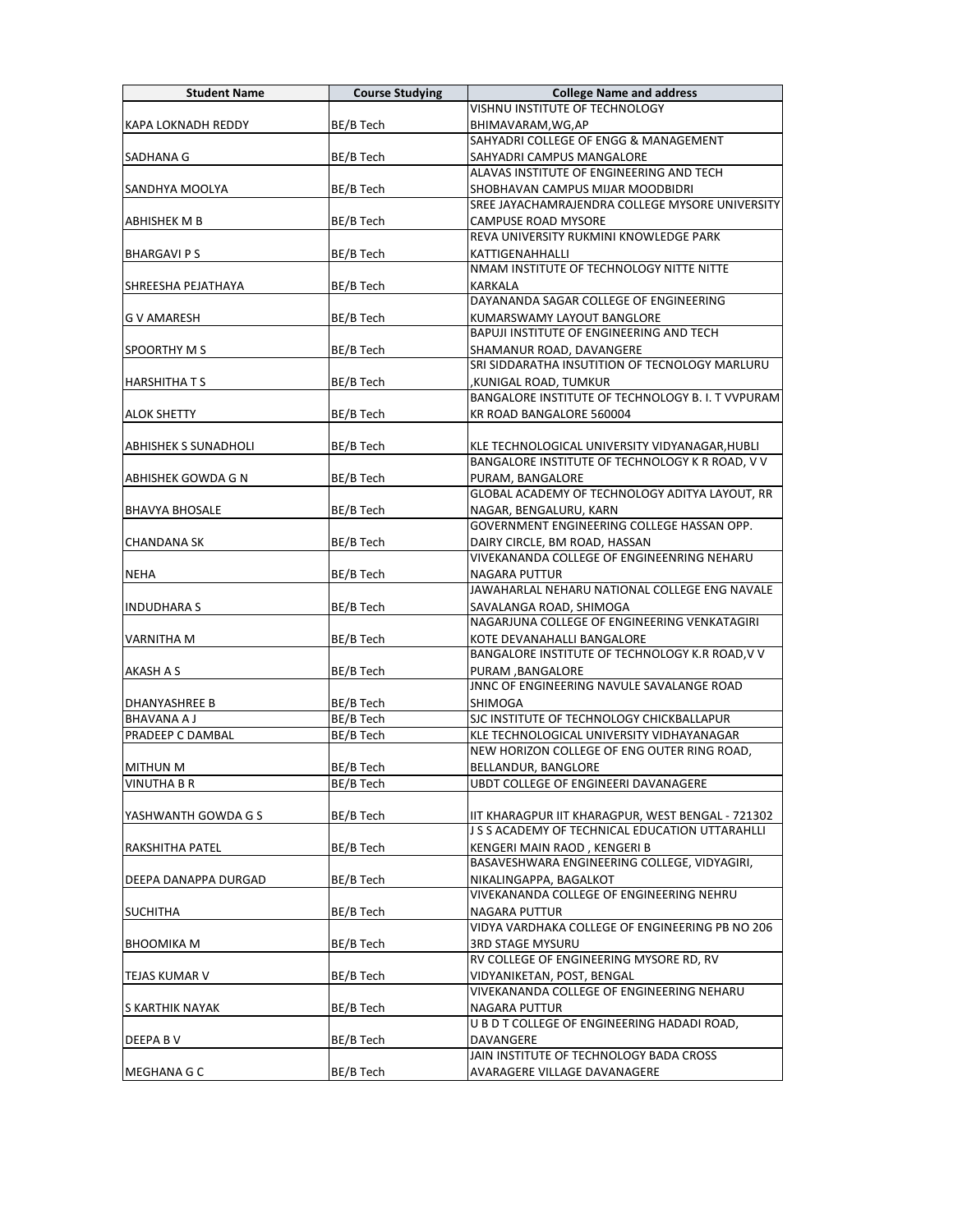| Student Name | Course Studying | College Name and address |
|---|---|---|
| KAPA LOKNADH REDDY | BE/B Tech | VISHNU INSTITUTE OF TECHNOLOGY BHIMAVARAM,WG,AP |
| SADHANA G | BE/B Tech | SAHYADRI COLLEGE OF ENGG & MANAGEMENT SAHYADRI CAMPUS MANGALORE |
| SANDHYA MOOLYA | BE/B Tech | ALAVAS INSTITUTE OF ENGINEERING AND TECH SHOBHAVAN CAMPUS MIJAR MOODBIDRI |
| ABHISHEK M B | BE/B Tech | SREE JAYACHAMRAJENDRA COLLEGE MYSORE UNIVERSITY CAMPUSE ROAD MYSORE |
| BHARGAVI P S | BE/B Tech | REVA UNIVERSITY RUKMINI KNOWLEDGE PARK KATTIGENAHHALLI |
| SHREESHA PEJATHAYA | BE/B Tech | NMAM INSTITUTE OF TECHNOLOGY NITTE NITTE KARKALA |
| G V AMARESH | BE/B Tech | DAYANANDA SAGAR COLLEGE OF ENGINEERING KUMARSWAMY LAYOUT BANGLORE |
| SPOORTHY M S | BE/B Tech | BAPUJI INSTITUTE OF ENGINEERING AND TECH SHAMANUR ROAD, DAVANGERE |
| HARSHITHA T S | BE/B Tech | SRI SIDDARATHA INSUTITION OF TECNOLOGY MARLURU ,KUNIGAL ROAD, TUMKUR |
| ALOK SHETTY | BE/B Tech | BANGALORE INSTITUTE OF TECHNOLOGY B. I. T VVPURAM KR ROAD BANGALORE 560004 |
| ABHISHEK S SUNADHOLI | BE/B Tech | KLE TECHNOLOGICAL UNIVERSITY VIDYANAGAR,HUBLI |
| ABHISHEK GOWDA G N | BE/B Tech | BANGALORE INSTITUTE OF TECHNOLOGY K R ROAD, V V PURAM, BANGALORE |
| BHAVYA BHOSALE | BE/B Tech | GLOBAL ACADEMY OF TECHNOLOGY ADITYA LAYOUT, RR NAGAR, BENGALURU, KARN |
| CHANDANA SK | BE/B Tech | GOVERNMENT ENGINEERING COLLEGE HASSAN OPP. DAIRY CIRCLE, BM ROAD, HASSAN |
| NEHA | BE/B Tech | VIVEKANANDA COLLEGE OF ENGINEENRING NEHARU NAGARA PUTTUR |
| INDUDHARA S | BE/B Tech | JAWAHARLAL NEHARU NATIONAL COLLEGE ENG NAVALE SAVALANGA ROAD, SHIMOGA |
| VARNITHA M | BE/B Tech | NAGARJUNA COLLEGE OF ENGINEERING VENKATAGIRI KOTE DEVANAHALLI BANGALORE |
| AKASH A S | BE/B Tech | BANGALORE INSTITUTE OF TECHNOLOGY K.R ROAD,V V PURAM ,BANGALORE |
| DHANYASHREE B | BE/B Tech | JNNC OF ENGINEERING NAVULE SAVALANGE ROAD SHIMOGA |
| BHAVANA A J | BE/B Tech | SJC INSTITUTE OF TECHNOLOGY CHICKBALLAPUR |
| PRADEEP C DAMBAL | BE/B Tech | KLE TECHNOLOGICAL UNIVERSITY VIDHAYANAGAR |
| MITHUN M | BE/B Tech | NEW HORIZON COLLEGE OF ENG OUTER RING ROAD, BELLANDUR, BANGLORE |
| VINUTHA B R | BE/B Tech | UBDT COLLEGE OF ENGINEERI DAVANAGERE |
| YASHWANTH GOWDA G S | BE/B Tech | IIT KHARAGPUR IIT KHARAGPUR, WEST BENGAL - 721302 |
| RAKSHITHA PATEL | BE/B Tech | J S S ACADEMY OF TECHNICAL EDUCATION UTTARAHLLI KENGERI MAIN RAOD , KENGERI B |
| DEEPA DANAPPA DURGAD | BE/B Tech | BASAVESHWARA ENGINEERING COLLEGE, VIDYAGIRI, NIKALINGAPPA, BAGALKOT |
| SUCHITHA | BE/B Tech | VIVEKANANDA COLLEGE OF ENGINEERING NEHRU NAGARA PUTTUR |
| BHOOMIKA M | BE/B Tech | VIDYA VARDHAKA COLLEGE OF ENGINEERING PB NO 206 3RD STAGE MYSURU |
| TEJAS KUMAR V | BE/B Tech | RV COLLEGE OF ENGINEERING MYSORE RD, RV VIDYANIKETAN, POST, BENGAL |
| S KARTHIK NAYAK | BE/B Tech | VIVEKANANDA COLLEGE OF ENGINEERING NEHARU NAGARA PUTTUR |
| DEEPA B V | BE/B Tech | U B D T COLLEGE OF ENGINEERING HADADI ROAD, DAVANGERE |
| MEGHANA G C | BE/B Tech | JAIN INSTITUTE OF TECHNOLOGY BADA CROSS AVARAGERE VILLAGE DAVANAGERE |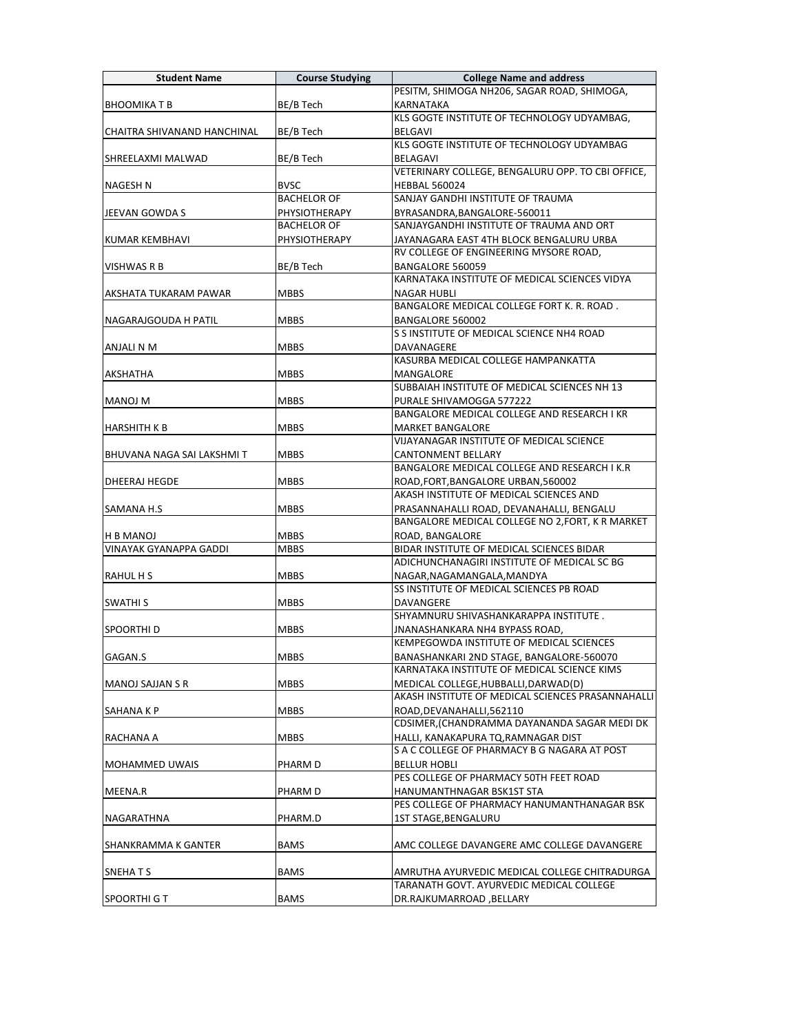| Student Name | Course Studying | College Name and address |
|---|---|---|
| BHOOMIKA T B | BE/B Tech | PESITM, SHIMOGA NH206, SAGAR ROAD, SHIMOGA, KARNATAKA |
| CHAITRA SHIVANAND HANCHINAL | BE/B Tech | KLS GOGTE INSTITUTE OF TECHNOLOGY UDYAMBAG, BELGAVI |
| SHREELAXMI MALWAD | BE/B Tech | KLS GOGTE INSTITUTE OF TECHNOLOGY UDYAMBAG BELAGAVI |
| NAGESH N | BVSC | VETERINARY COLLEGE, BENGALURU OPP. TO CBI OFFICE, HEBBAL 560024 |
| JEEVAN GOWDA S | BACHELOR OF PHYSIOTHERAPY | SANJAY GANDHI INSTITUTE OF TRAUMA BYRASANDRA,BANGALORE-560011 |
| KUMAR KEMBHAVI | BACHELOR OF PHYSIOTHERAPY | SANJAYGANDHI INSTITUTE OF TRAUMA AND ORT JAYANAGARA EAST 4TH BLOCK BENGALURU URBA |
| VISHWAS R B | BE/B Tech | RV COLLEGE OF ENGINEERING MYSORE ROAD, BANGALORE 560059 |
| AKSHATA TUKARAM PAWAR | MBBS | KARNATAKA INSTITUTE OF MEDICAL SCIENCES VIDYA NAGAR HUBLI |
| NAGARAJGOUDA H PATIL | MBBS | BANGALORE MEDICAL COLLEGE FORT K. R. ROAD . BANGALORE 560002 |
| ANJALI N M | MBBS | S S INSTITUTE OF MEDICAL SCIENCE NH4 ROAD DAVANAGERE |
| AKSHATHA | MBBS | KASURBA MEDICAL COLLEGE HAMPANKATTA MANGALORE |
| MANOJ M | MBBS | SUBBAIAH INSTITUTE OF MEDICAL SCIENCES NH 13 PURALE SHIVAMOGGA 577222 |
| HARSHITH K B | MBBS | BANGALORE MEDICAL COLLEGE AND RESEARCH I KR MARKET BANGALORE |
| BHUVANA NAGA SAI LAKSHMI T | MBBS | VIJAYANAGAR INSTITUTE OF MEDICAL SCIENCE CANTONMENT BELLARY |
| DHEERAJ HEGDE | MBBS | BANGALORE MEDICAL COLLEGE AND RESEARCH I K.R ROAD,FORT,BANGALORE URBAN,560002 |
| SAMANA H.S | MBBS | AKASH INSTITUTE OF MEDICAL SCIENCES AND PRASANNAHALLI ROAD, DEVANAHALLI, BENGALU |
| H B MANOJ | MBBS | BANGALORE MEDICAL COLLEGE NO 2,FORT, K R MARKET ROAD, BANGALORE |
| VINAYAK GYANAPPA GADDI | MBBS | BIDAR INSTITUTE OF MEDICAL SCIENCES BIDAR |
| RAHUL H S | MBBS | ADICHUNCHANAGIRI INSTITUTE OF MEDICAL SC BG NAGAR,NAGAMANGALA,MANDYA |
| SWATHI S | MBBS | SS INSTITUTE OF MEDICAL SCIENCES PB ROAD DAVANGERE |
| SPOORTHI D | MBBS | SHYAMNURU SHIVASHANKARAPPA INSTITUTE . JNANASHANKARA NH4 BYPASS ROAD, |
| GAGAN.S | MBBS | KEMPEGOWDA INSTITUTE OF MEDICAL SCIENCES BANASHANKARI 2ND STAGE, BANGALORE-560070 |
| MANOJ SAJJAN S R | MBBS | KARNATAKA INSTITUTE OF MEDICAL SCIENCE KIMS MEDICAL COLLEGE,HUBBALLI,DARWAD(D) |
| SAHANA K P | MBBS | AKASH INSTITUTE OF MEDICAL SCIENCES PRASANNAHALLI ROAD,DEVANAHALLI,562110 |
| RACHANA A | MBBS | CDSIMER,(CHANDRAMMA DAYANANDA SAGAR MEDI DK HALLI, KANAKAPURA TQ,RAMNAGAR DIST |
| MOHAMMED UWAIS | PHARM D | S A C COLLEGE OF PHARMACY B G NAGARA AT POST BELLUR HOBLI |
| MEENA.R | PHARM D | PES COLLEGE OF PHARMACY 50TH FEET ROAD HANUMANTHNAGAR BSK1ST STA |
| NAGARATHNA | PHARM.D | PES COLLEGE OF PHARMACY HANUMANTHANAGAR BSK 1ST STAGE,BENGALURU |
| SHANKRAMMA K GANTER | BAMS | AMC COLLEGE DAVANGERE AMC COLLEGE DAVANGERE |
| SNEHA T S | BAMS | AMRUTHA AYURVEDIC MEDICAL COLLEGE CHITRADURGA |
| SPOORTHI G T | BAMS | TARANATH GOVT. AYURVEDIC MEDICAL COLLEGE DR.RAJKUMARROAD ,BELLARY |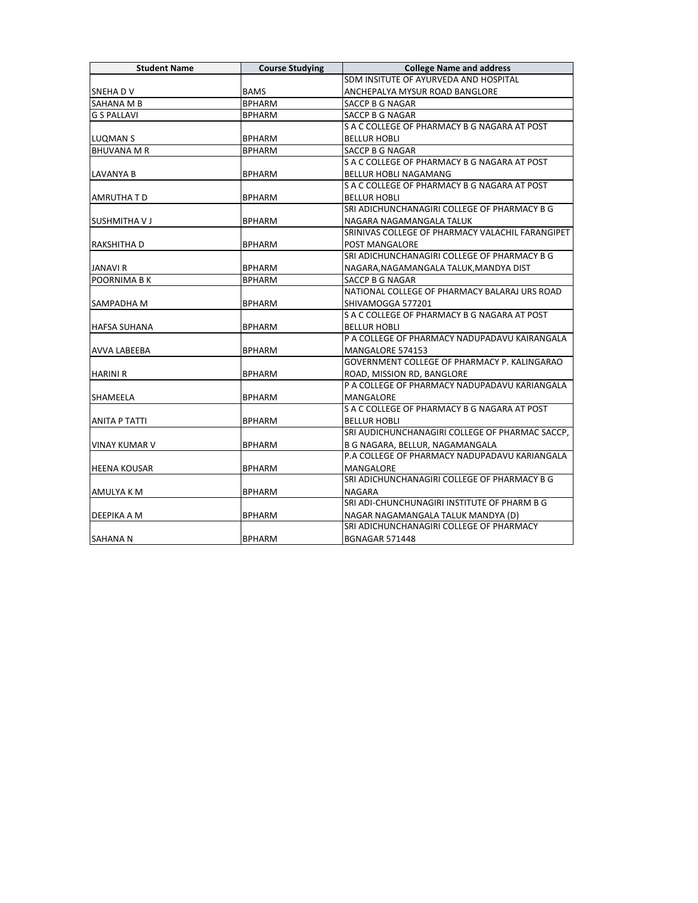| Student Name | Course Studying | College Name and address |
|---|---|---|
| SNEHA D V | BAMS | SDM INSITUTE OF AYURVEDA AND HOSPITAL ANCHEPALYA MYSUR ROAD BANGLORE |
| SAHANA M B | BPHARM | SACCP B G NAGAR |
| G S PALLAVI | BPHARM | SACCP B G NAGAR |
| LUQMAN S | BPHARM | S A C COLLEGE OF PHARMACY B G NAGARA AT POST BELLUR HOBLI |
| BHUVANA M R | BPHARM | SACCP B G NAGAR |
| LAVANYA B | BPHARM | S A C COLLEGE OF PHARMACY B G NAGARA AT POST BELLUR HOBLI NAGAMANG |
| AMRUTHA T D | BPHARM | S A C COLLEGE OF PHARMACY B G NAGARA AT POST BELLUR HOBLI |
| SUSHMITHA V J | BPHARM | SRI ADICHUNCHANAGIRI COLLEGE OF PHARMACY B G NAGARA NAGAMANGALA TALUK |
| RAKSHITHA D | BPHARM | SRINIVAS COLLEGE OF PHARMACY VALACHIL FARANGIPET POST MANGALORE |
| JANAVI R | BPHARM | SRI ADICHUNCHANAGIRI COLLEGE OF PHARMACY B G NAGARA,NAGAMANGALA TALUK,MANDYA DIST |
| POORNIMA B K | BPHARM | SACCP B G NAGAR |
| SAMPADHA M | BPHARM | NATIONAL COLLEGE OF PHARMACY BALARAJ URS ROAD SHIVAMOGGA 577201 |
| HAFSA SUHANA | BPHARM | S A C COLLEGE OF PHARMACY B G NAGARA AT POST BELLUR HOBLI |
| AVVA LABEEBA | BPHARM | P A COLLEGE OF PHARMACY NADUPADAVU KAIRANGALA MANGALORE 574153 |
| HARINI R | BPHARM | GOVERNMENT COLLEGE OF PHARMACY P. KALINGARAO ROAD, MISSION RD, BANGLORE |
| SHAMEELA | BPHARM | P A COLLEGE OF PHARMACY NADUPADAVU KARIANGALA MANGALORE |
| ANITA P TATTI | BPHARM | S A C COLLEGE OF PHARMACY B G NAGARA AT POST BELLUR HOBLI |
| VINAY KUMAR V | BPHARM | SRI AUDICHUNCHANAGIRI COLLEGE OF PHARMAC SACCP, B G NAGARA, BELLUR, NAGAMANGALA |
| HEENA KOUSAR | BPHARM | P.A COLLEGE OF PHARMACY NADUPADAVU KARIANGALA MANGALORE |
| AMULYA K M | BPHARM | SRI ADICHUNCHANAGIRI COLLEGE OF PHARMACY B G NAGARA |
| DEEPIKA A M | BPHARM | SRI ADI-CHUNCHUNAGIRI INSTITUTE OF PHARM B G NAGAR NAGAMANGALA TALUK MANDYA (D) |
| SAHANA N | BPHARM | SRI ADICHUNCHANAGIRI COLLEGE OF PHARMACY BGNAGAR 571448 |